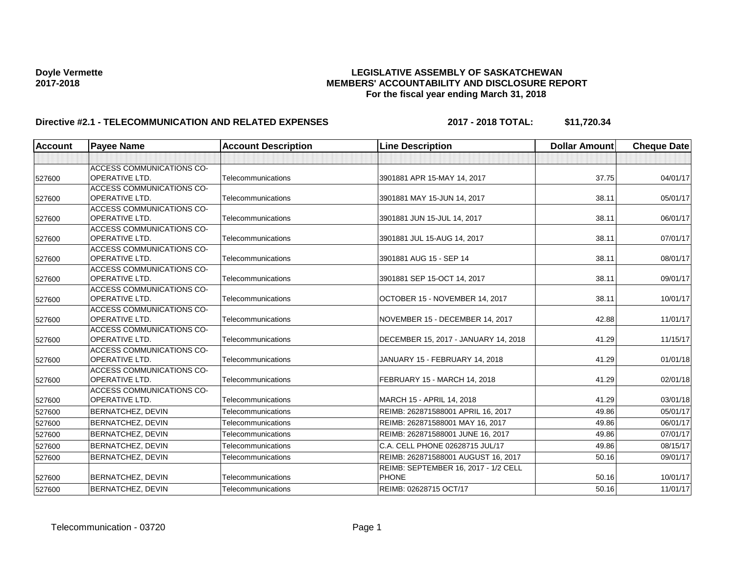**Doyle Vermette**
**2017-2018**

**LEGISLATIVE ASSEMBLY OF SASKATCHEWAN**
**MEMBERS' ACCOUNTABILITY AND DISCLOSURE REPORT**
**For the fiscal year ending March 31, 2018**

## Directive #2.1 - TELECOMMUNICATION AND RELATED EXPENSES

**2017 - 2018 TOTAL: $11,720.34**

| Account | Payee Name | Account Description | Line Description | Dollar Amount | Cheque Date |
|---|---|---|---|---|---|
| | | | | | |
| 527600 | ACCESS COMMUNICATIONS CO-OPERATIVE LTD. | Telecommunications | 3901881 APR 15-MAY 14, 2017 | 37.75 | 04/01/17 |
| 527600 | ACCESS COMMUNICATIONS CO-OPERATIVE LTD. | Telecommunications | 3901881 MAY 15-JUN 14, 2017 | 38.11 | 05/01/17 |
| 527600 | ACCESS COMMUNICATIONS CO-OPERATIVE LTD. | Telecommunications | 3901881 JUN 15-JUL 14, 2017 | 38.11 | 06/01/17 |
| 527600 | ACCESS COMMUNICATIONS CO-OPERATIVE LTD. | Telecommunications | 3901881 JUL 15-AUG 14, 2017 | 38.11 | 07/01/17 |
| 527600 | ACCESS COMMUNICATIONS CO-OPERATIVE LTD. | Telecommunications | 3901881 AUG 15 - SEP 14 | 38.11 | 08/01/17 |
| 527600 | ACCESS COMMUNICATIONS CO-OPERATIVE LTD. | Telecommunications | 3901881 SEP 15-OCT 14, 2017 | 38.11 | 09/01/17 |
| 527600 | ACCESS COMMUNICATIONS CO-OPERATIVE LTD. | Telecommunications | OCTOBER 15 - NOVEMBER 14, 2017 | 38.11 | 10/01/17 |
| 527600 | ACCESS COMMUNICATIONS CO-OPERATIVE LTD. | Telecommunications | NOVEMBER 15 - DECEMBER 14, 2017 | 42.88 | 11/01/17 |
| 527600 | ACCESS COMMUNICATIONS CO-OPERATIVE LTD. | Telecommunications | DECEMBER 15, 2017 - JANUARY 14, 2018 | 41.29 | 11/15/17 |
| 527600 | ACCESS COMMUNICATIONS CO-OPERATIVE LTD. | Telecommunications | JANUARY 15 - FEBRUARY 14, 2018 | 41.29 | 01/01/18 |
| 527600 | ACCESS COMMUNICATIONS CO-OPERATIVE LTD. | Telecommunications | FEBRUARY 15 - MARCH 14, 2018 | 41.29 | 02/01/18 |
| 527600 | ACCESS COMMUNICATIONS CO-OPERATIVE LTD. | Telecommunications | MARCH 15 - APRIL 14, 2018 | 41.29 | 03/01/18 |
| 527600 | BERNATCHEZ, DEVIN | Telecommunications | REIMB: 262871588001 APRIL 16, 2017 | 49.86 | 05/01/17 |
| 527600 | BERNATCHEZ, DEVIN | Telecommunications | REIMB: 262871588001 MAY 16, 2017 | 49.86 | 06/01/17 |
| 527600 | BERNATCHEZ, DEVIN | Telecommunications | REIMB: 262871588001 JUNE 16, 2017 | 49.86 | 07/01/17 |
| 527600 | BERNATCHEZ, DEVIN | Telecommunications | C.A. CELL PHONE 02628715 JUL/17 | 49.86 | 08/15/17 |
| 527600 | BERNATCHEZ, DEVIN | Telecommunications | REIMB: 262871588001 AUGUST 16, 2017 | 50.16 | 09/01/17 |
| 527600 | BERNATCHEZ, DEVIN | Telecommunications | REIMB: SEPTEMBER 16, 2017 - 1/2 CELL PHONE | 50.16 | 10/01/17 |
| 527600 | BERNATCHEZ, DEVIN | Telecommunications | REIMB: 02628715 OCT/17 | 50.16 | 11/01/17 |

Telecommunication - 03720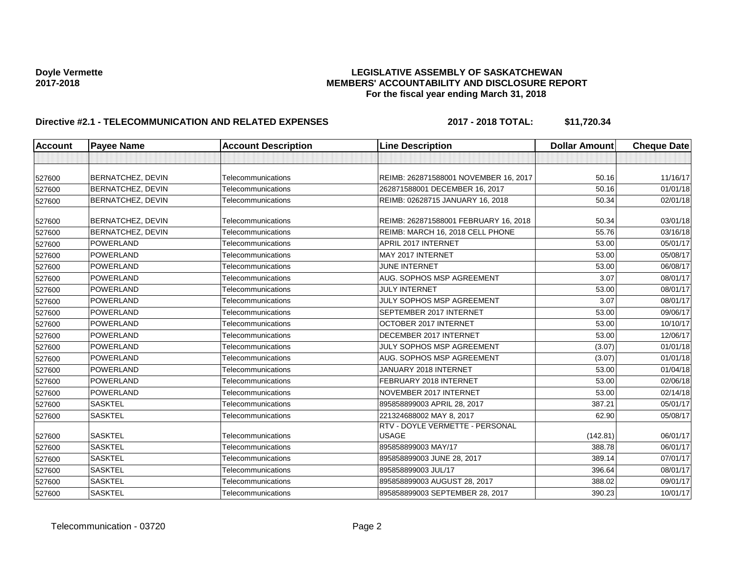**Doyle Vermette**
**2017-2018**

**LEGISLATIVE ASSEMBLY OF SASKATCHEWAN**
**MEMBERS' ACCOUNTABILITY AND DISCLOSURE REPORT**
**For the fiscal year ending March 31, 2018**

**Directive #2.1 - TELECOMMUNICATION AND RELATED EXPENSES** **2017 - 2018 TOTAL: $11,720.34**

| Account | Payee Name | Account Description | Line Description | Dollar Amount | Cheque Date |
|---|---|---|---|---|---|
| | | | | | |
| 527600 | BERNATCHEZ, DEVIN | Telecommunications | REIMB: 262871588001 NOVEMBER 16, 2017 | 50.16 | 11/16/17 |
| 527600 | BERNATCHEZ, DEVIN | Telecommunications | 262871588001 DECEMBER 16, 2017 | 50.16 | 01/01/18 |
| 527600 | BERNATCHEZ, DEVIN | Telecommunications | REIMB: 02628715 JANUARY 16, 2018 | 50.34 | 02/01/18 |
| 527600 | BERNATCHEZ, DEVIN | Telecommunications | REIMB: 262871588001 FEBRUARY 16, 2018 | 50.34 | 03/01/18 |
| 527600 | BERNATCHEZ, DEVIN | Telecommunications | REIMB: MARCH 16, 2018 CELL PHONE | 55.76 | 03/16/18 |
| 527600 | POWERLAND | Telecommunications | APRIL 2017 INTERNET | 53.00 | 05/01/17 |
| 527600 | POWERLAND | Telecommunications | MAY 2017 INTERNET | 53.00 | 05/08/17 |
| 527600 | POWERLAND | Telecommunications | JUNE INTERNET | 53.00 | 06/08/17 |
| 527600 | POWERLAND | Telecommunications | AUG. SOPHOS MSP AGREEMENT | 3.07 | 08/01/17 |
| 527600 | POWERLAND | Telecommunications | JULY INTERNET | 53.00 | 08/01/17 |
| 527600 | POWERLAND | Telecommunications | JULY SOPHOS MSP AGREEMENT | 3.07 | 08/01/17 |
| 527600 | POWERLAND | Telecommunications | SEPTEMBER 2017 INTERNET | 53.00 | 09/06/17 |
| 527600 | POWERLAND | Telecommunications | OCTOBER 2017 INTERNET | 53.00 | 10/10/17 |
| 527600 | POWERLAND | Telecommunications | DECEMBER 2017 INTERNET | 53.00 | 12/06/17 |
| 527600 | POWERLAND | Telecommunications | JULY SOPHOS MSP AGREEMENT | (3.07) | 01/01/18 |
| 527600 | POWERLAND | Telecommunications | AUG. SOPHOS MSP AGREEMENT | (3.07) | 01/01/18 |
| 527600 | POWERLAND | Telecommunications | JANUARY 2018 INTERNET | 53.00 | 01/04/18 |
| 527600 | POWERLAND | Telecommunications | FEBRUARY 2018 INTERNET | 53.00 | 02/06/18 |
| 527600 | POWERLAND | Telecommunications | NOVEMBER 2017 INTERNET | 53.00 | 02/14/18 |
| 527600 | SASKTEL | Telecommunications | 895858899003 APRIL 28, 2017 | 387.21 | 05/01/17 |
| 527600 | SASKTEL | Telecommunications | 221324688002 MAY 8, 2017 | 62.90 | 05/08/17 |
| 527600 | SASKTEL | Telecommunications | RTV - DOYLE VERMETTE - PERSONAL USAGE | (142.81) | 06/01/17 |
| 527600 | SASKTEL | Telecommunications | 895858899003 MAY/17 | 388.78 | 06/01/17 |
| 527600 | SASKTEL | Telecommunications | 895858899003 JUNE 28, 2017 | 389.14 | 07/01/17 |
| 527600 | SASKTEL | Telecommunications | 895858899003 JUL/17 | 396.64 | 08/01/17 |
| 527600 | SASKTEL | Telecommunications | 895858899003 AUGUST 28, 2017 | 388.02 | 09/01/17 |
| 527600 | SASKTEL | Telecommunications | 895858899003 SEPTEMBER 28, 2017 | 390.23 | 10/01/17 |

Telecommunication - 03720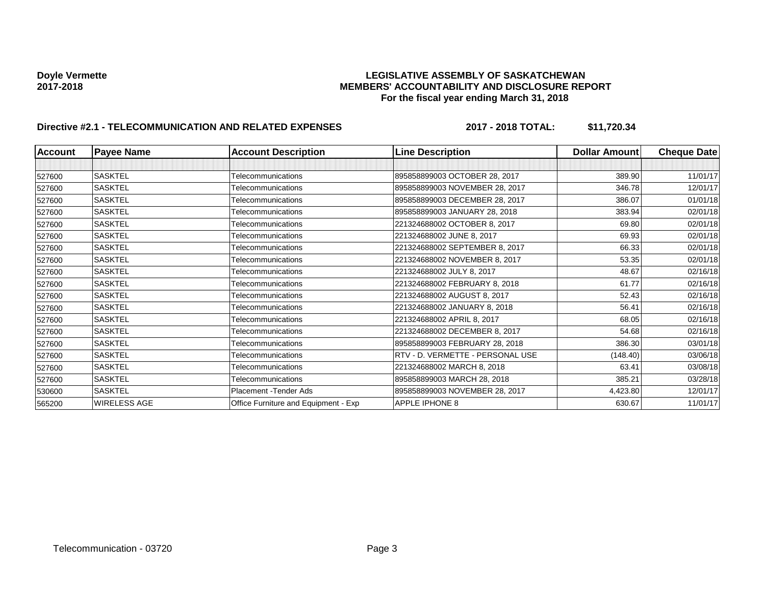**Doyle Vermette**
**2017-2018**

**LEGISLATIVE ASSEMBLY OF SASKATCHEWAN**
**MEMBERS' ACCOUNTABILITY AND DISCLOSURE REPORT**
**For the fiscal year ending March 31, 2018**

**Directive #2.1 - TELECOMMUNICATION AND RELATED EXPENSES** **2017 - 2018 TOTAL: $11,720.34**

| Account | Payee Name | Account Description | Line Description | Dollar Amount | Cheque Date |
|---|---|---|---|---|---|
| | | | | | |
| 527600 | SASKTEL | Telecommunications | 895858899003 OCTOBER 28, 2017 | 389.90 | 11/01/17 |
| 527600 | SASKTEL | Telecommunications | 895858899003 NOVEMBER 28, 2017 | 346.78 | 12/01/17 |
| 527600 | SASKTEL | Telecommunications | 895858899003 DECEMBER 28, 2017 | 386.07 | 01/01/18 |
| 527600 | SASKTEL | Telecommunications | 895858899003 JANUARY 28, 2018 | 383.94 | 02/01/18 |
| 527600 | SASKTEL | Telecommunications | 221324688002 OCTOBER 8, 2017 | 69.80 | 02/01/18 |
| 527600 | SASKTEL | Telecommunications | 221324688002 JUNE 8, 2017 | 69.93 | 02/01/18 |
| 527600 | SASKTEL | Telecommunications | 221324688002 SEPTEMBER 8, 2017 | 66.33 | 02/01/18 |
| 527600 | SASKTEL | Telecommunications | 221324688002 NOVEMBER 8, 2017 | 53.35 | 02/01/18 |
| 527600 | SASKTEL | Telecommunications | 221324688002 JULY 8, 2017 | 48.67 | 02/16/18 |
| 527600 | SASKTEL | Telecommunications | 221324688002 FEBRUARY 8, 2018 | 61.77 | 02/16/18 |
| 527600 | SASKTEL | Telecommunications | 221324688002 AUGUST 8, 2017 | 52.43 | 02/16/18 |
| 527600 | SASKTEL | Telecommunications | 221324688002 JANUARY 8, 2018 | 56.41 | 02/16/18 |
| 527600 | SASKTEL | Telecommunications | 221324688002 APRIL 8, 2017 | 68.05 | 02/16/18 |
| 527600 | SASKTEL | Telecommunications | 221324688002 DECEMBER 8, 2017 | 54.68 | 02/16/18 |
| 527600 | SASKTEL | Telecommunications | 895858899003 FEBRUARY 28, 2018 | 386.30 | 03/01/18 |
| 527600 | SASKTEL | Telecommunications | RTV - D. VERMETTE - PERSONAL USE | (148.40) | 03/06/18 |
| 527600 | SASKTEL | Telecommunications | 221324688002 MARCH 8, 2018 | 63.41 | 03/08/18 |
| 527600 | SASKTEL | Telecommunications | 895858899003 MARCH 28, 2018 | 385.21 | 03/28/18 |
| 530600 | SASKTEL | Placement -Tender Ads | 895858899003 NOVEMBER 28, 2017 | 4,423.80 | 12/01/17 |
| 565200 | WIRELESS AGE | Office Furniture and Equipment - Exp | APPLE IPHONE 8 | 630.67 | 11/01/17 |

Telecommunication - 03720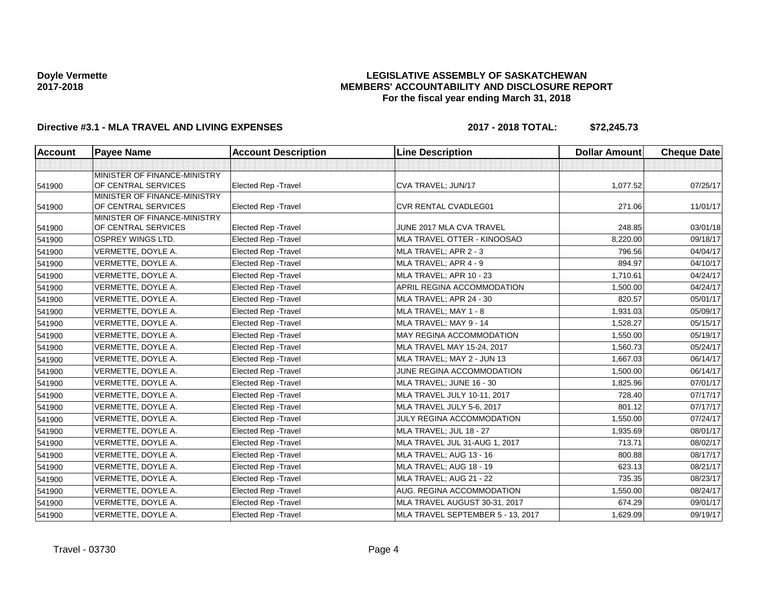**Doyle Vermette**
**2017-2018**

# LEGISLATIVE ASSEMBLY OF SASKATCHEWAN
## MEMBERS' ACCOUNTABILITY AND DISCLOSURE REPORT
### For the fiscal year ending March 31, 2018

**Directive #3.1 - MLA TRAVEL AND LIVING EXPENSES** **2017 - 2018 TOTAL: $72,245.73**

| Account | Payee Name | Account Description | Line Description | Dollar Amount | Cheque Date |
|---|---|---|---|---|---|
| | | | | | |
| 541900 | MINISTER OF FINANCE-MINISTRY OF CENTRAL SERVICES | Elected Rep -Travel | CVA TRAVEL; JUN/17 | 1,077.52 | 07/25/17 |
| 541900 | MINISTER OF FINANCE-MINISTRY OF CENTRAL SERVICES | Elected Rep -Travel | CVR RENTAL CVADLEG01 | 271.06 | 11/01/17 |
| 541900 | MINISTER OF FINANCE-MINISTRY OF CENTRAL SERVICES | Elected Rep -Travel | JUNE 2017 MLA CVA TRAVEL | 248.85 | 03/01/18 |
| 541900 | OSPREY WINGS LTD. | Elected Rep -Travel | MLA TRAVEL OTTER - KINOOSAO | 8,220.00 | 09/18/17 |
| 541900 | VERMETTE, DOYLE A. | Elected Rep -Travel | MLA TRAVEL; APR 2 - 3 | 796.56 | 04/04/17 |
| 541900 | VERMETTE, DOYLE A. | Elected Rep -Travel | MLA TRAVEL; APR 4 - 9 | 894.97 | 04/10/17 |
| 541900 | VERMETTE, DOYLE A. | Elected Rep -Travel | MLA TRAVEL; APR 10 - 23 | 1,710.61 | 04/24/17 |
| 541900 | VERMETTE, DOYLE A. | Elected Rep -Travel | APRIL REGINA ACCOMMODATION | 1,500.00 | 04/24/17 |
| 541900 | VERMETTE, DOYLE A. | Elected Rep -Travel | MLA TRAVEL; APR 24 - 30 | 820.57 | 05/01/17 |
| 541900 | VERMETTE, DOYLE A. | Elected Rep -Travel | MLA TRAVEL; MAY 1 - 8 | 1,931.03 | 05/09/17 |
| 541900 | VERMETTE, DOYLE A. | Elected Rep -Travel | MLA TRAVEL; MAY 9 - 14 | 1,528.27 | 05/15/17 |
| 541900 | VERMETTE, DOYLE A. | Elected Rep -Travel | MAY REGINA ACCOMMODATION | 1,550.00 | 05/19/17 |
| 541900 | VERMETTE, DOYLE A. | Elected Rep -Travel | MLA TRAVEL MAY 15-24, 2017 | 1,560.73 | 05/24/17 |
| 541900 | VERMETTE, DOYLE A. | Elected Rep -Travel | MLA TRAVEL; MAY 2 - JUN 13 | 1,667.03 | 06/14/17 |
| 541900 | VERMETTE, DOYLE A. | Elected Rep -Travel | JUNE REGINA ACCOMMODATION | 1,500.00 | 06/14/17 |
| 541900 | VERMETTE, DOYLE A. | Elected Rep -Travel | MLA TRAVEL; JUNE 16 - 30 | 1,825.96 | 07/01/17 |
| 541900 | VERMETTE, DOYLE A. | Elected Rep -Travel | MLA TRAVEL JULY 10-11, 2017 | 728.40 | 07/17/17 |
| 541900 | VERMETTE, DOYLE A. | Elected Rep -Travel | MLA TRAVEL JULY 5-6, 2017 | 801.12 | 07/17/17 |
| 541900 | VERMETTE, DOYLE A. | Elected Rep -Travel | JULY REGINA ACCOMMODATION | 1,550.00 | 07/24/17 |
| 541900 | VERMETTE, DOYLE A. | Elected Rep -Travel | MLA TRAVEL; JUL 18 - 27 | 1,935.69 | 08/01/17 |
| 541900 | VERMETTE, DOYLE A. | Elected Rep -Travel | MLA TRAVEL JUL 31-AUG 1, 2017 | 713.71 | 08/02/17 |
| 541900 | VERMETTE, DOYLE A. | Elected Rep -Travel | MLA TRAVEL; AUG 13 - 16 | 800.88 | 08/17/17 |
| 541900 | VERMETTE, DOYLE A. | Elected Rep -Travel | MLA TRAVEL; AUG 18 - 19 | 623.13 | 08/21/17 |
| 541900 | VERMETTE, DOYLE A. | Elected Rep -Travel | MLA TRAVEL; AUG 21 - 22 | 735.35 | 08/23/17 |
| 541900 | VERMETTE, DOYLE A. | Elected Rep -Travel | AUG. REGINA ACCOMMODATION | 1,550.00 | 08/24/17 |
| 541900 | VERMETTE, DOYLE A. | Elected Rep -Travel | MLA TRAVEL AUGUST 30-31, 2017 | 674.29 | 09/01/17 |
| 541900 | VERMETTE, DOYLE A. | Elected Rep -Travel | MLA TRAVEL SEPTEMBER 5 - 13, 2017 | 1,629.09 | 09/19/17 |

Travel - 03730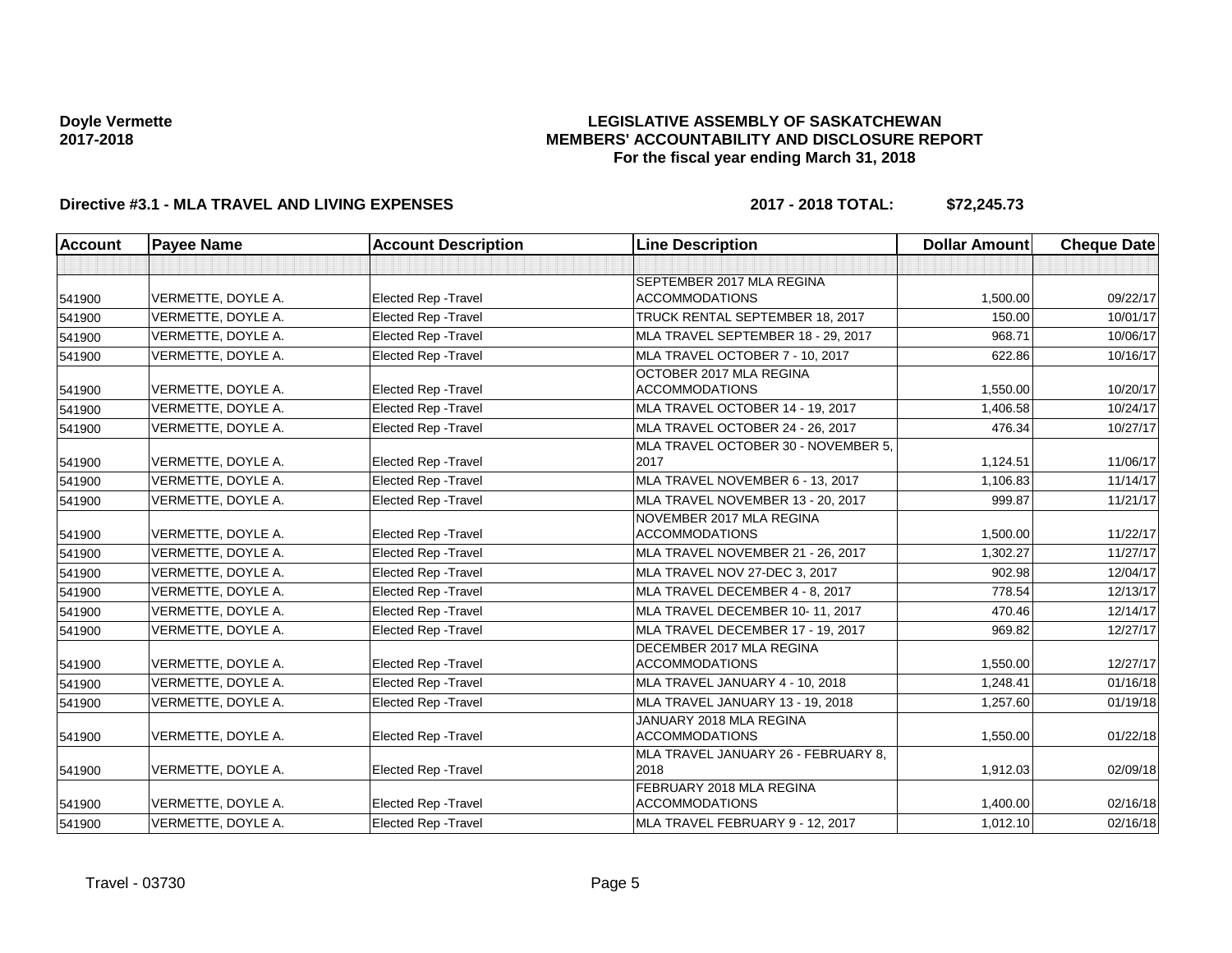**Doyle Vermette**
**2017-2018**

# LEGISLATIVE ASSEMBLY OF SASKATCHEWAN
## MEMBERS' ACCOUNTABILITY AND DISCLOSURE REPORT
### For the fiscal year ending March 31, 2018

**Directive #3.1 - MLA TRAVEL AND LIVING EXPENSES** **2017 - 2018 TOTAL: $72,245.73**

| Account | Payee Name | Account Description | Line Description | Dollar Amount | Cheque Date |
|---|---|---|---|---|---|
| | | | | | |
| 541900 | VERMETTE, DOYLE A. | Elected Rep -Travel | SEPTEMBER 2017 MLA REGINA ACCOMMODATIONS | 1,500.00 | 09/22/17 |
| 541900 | VERMETTE, DOYLE A. | Elected Rep -Travel | TRUCK RENTAL SEPTEMBER 18, 2017 | 150.00 | 10/01/17 |
| 541900 | VERMETTE, DOYLE A. | Elected Rep -Travel | MLA TRAVEL SEPTEMBER 18 - 29, 2017 | 968.71 | 10/06/17 |
| 541900 | VERMETTE, DOYLE A. | Elected Rep -Travel | MLA TRAVEL OCTOBER 7 - 10, 2017 | 622.86 | 10/16/17 |
| 541900 | VERMETTE, DOYLE A. | Elected Rep -Travel | OCTOBER 2017 MLA REGINA ACCOMMODATIONS | 1,550.00 | 10/20/17 |
| 541900 | VERMETTE, DOYLE A. | Elected Rep -Travel | MLA TRAVEL OCTOBER 14 - 19, 2017 | 1,406.58 | 10/24/17 |
| 541900 | VERMETTE, DOYLE A. | Elected Rep -Travel | MLA TRAVEL OCTOBER 24 - 26, 2017 | 476.34 | 10/27/17 |
| 541900 | VERMETTE, DOYLE A. | Elected Rep -Travel | MLA TRAVEL OCTOBER 30 - NOVEMBER 5, 2017 | 1,124.51 | 11/06/17 |
| 541900 | VERMETTE, DOYLE A. | Elected Rep -Travel | MLA TRAVEL NOVEMBER 6 - 13, 2017 | 1,106.83 | 11/14/17 |
| 541900 | VERMETTE, DOYLE A. | Elected Rep -Travel | MLA TRAVEL NOVEMBER 13 - 20, 2017 | 999.87 | 11/21/17 |
| 541900 | VERMETTE, DOYLE A. | Elected Rep -Travel | NOVEMBER 2017 MLA REGINA ACCOMMODATIONS | 1,500.00 | 11/22/17 |
| 541900 | VERMETTE, DOYLE A. | Elected Rep -Travel | MLA TRAVEL NOVEMBER 21 - 26, 2017 | 1,302.27 | 11/27/17 |
| 541900 | VERMETTE, DOYLE A. | Elected Rep -Travel | MLA TRAVEL NOV 27-DEC 3, 2017 | 902.98 | 12/04/17 |
| 541900 | VERMETTE, DOYLE A. | Elected Rep -Travel | MLA TRAVEL DECEMBER 4 - 8, 2017 | 778.54 | 12/13/17 |
| 541900 | VERMETTE, DOYLE A. | Elected Rep -Travel | MLA TRAVEL DECEMBER 10- 11, 2017 | 470.46 | 12/14/17 |
| 541900 | VERMETTE, DOYLE A. | Elected Rep -Travel | MLA TRAVEL DECEMBER 17 - 19, 2017 | 969.82 | 12/27/17 |
| 541900 | VERMETTE, DOYLE A. | Elected Rep -Travel | DECEMBER 2017 MLA REGINA ACCOMMODATIONS | 1,550.00 | 12/27/17 |
| 541900 | VERMETTE, DOYLE A. | Elected Rep -Travel | MLA TRAVEL JANUARY 4 - 10, 2018 | 1,248.41 | 01/16/18 |
| 541900 | VERMETTE, DOYLE A. | Elected Rep -Travel | MLA TRAVEL JANUARY 13 - 19, 2018 | 1,257.60 | 01/19/18 |
| 541900 | VERMETTE, DOYLE A. | Elected Rep -Travel | JANUARY 2018 MLA REGINA ACCOMMODATIONS | 1,550.00 | 01/22/18 |
| 541900 | VERMETTE, DOYLE A. | Elected Rep -Travel | MLA TRAVEL JANUARY 26 - FEBRUARY 8, 2018 | 1,912.03 | 02/09/18 |
| 541900 | VERMETTE, DOYLE A. | Elected Rep -Travel | FEBRUARY 2018 MLA REGINA ACCOMMODATIONS | 1,400.00 | 02/16/18 |
| 541900 | VERMETTE, DOYLE A. | Elected Rep -Travel | MLA TRAVEL FEBRUARY 9 - 12, 2017 | 1,012.10 | 02/16/18 |

Travel - 03730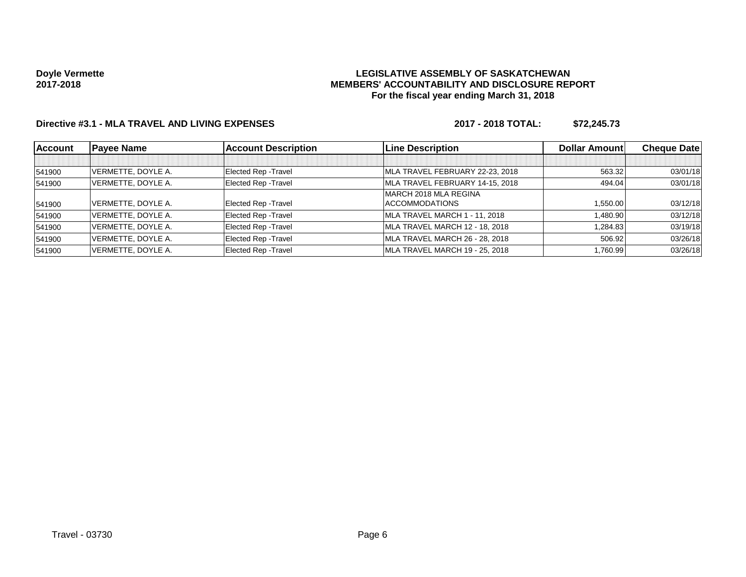**Doyle Vermette**
**2017-2018**

**LEGISLATIVE ASSEMBLY OF SASKATCHEWAN**
**MEMBERS' ACCOUNTABILITY AND DISCLOSURE REPORT**
**For the fiscal year ending March 31, 2018**

**Directive #3.1 - MLA TRAVEL AND LIVING EXPENSES** **2017 - 2018 TOTAL: $72,245.73**

| Account | Payee Name | Account Description | Line Description | Dollar Amount | Cheque Date |
|---|---|---|---|---|---|
| | | | | | |
| 541900 | VERMETTE, DOYLE A. | Elected Rep -Travel | MLA TRAVEL FEBRUARY 22-23, 2018 | 563.32 | 03/01/18 |
| 541900 | VERMETTE, DOYLE A. | Elected Rep -Travel | MLA TRAVEL FEBRUARY 14-15, 2018 | 494.04 | 03/01/18 |
| 541900 | VERMETTE, DOYLE A. | Elected Rep -Travel | MARCH 2018 MLA REGINA ACCOMMODATIONS | 1,550.00 | 03/12/18 |
| 541900 | VERMETTE, DOYLE A. | Elected Rep -Travel | MLA TRAVEL MARCH 1 - 11, 2018 | 1,480.90 | 03/12/18 |
| 541900 | VERMETTE, DOYLE A. | Elected Rep -Travel | MLA TRAVEL MARCH 12 - 18, 2018 | 1,284.83 | 03/19/18 |
| 541900 | VERMETTE, DOYLE A. | Elected Rep -Travel | MLA TRAVEL MARCH 26 - 28, 2018 | 506.92 | 03/26/18 |
| 541900 | VERMETTE, DOYLE A. | Elected Rep -Travel | MLA TRAVEL MARCH 19 - 25, 2018 | 1,760.99 | 03/26/18 |

Travel - 03730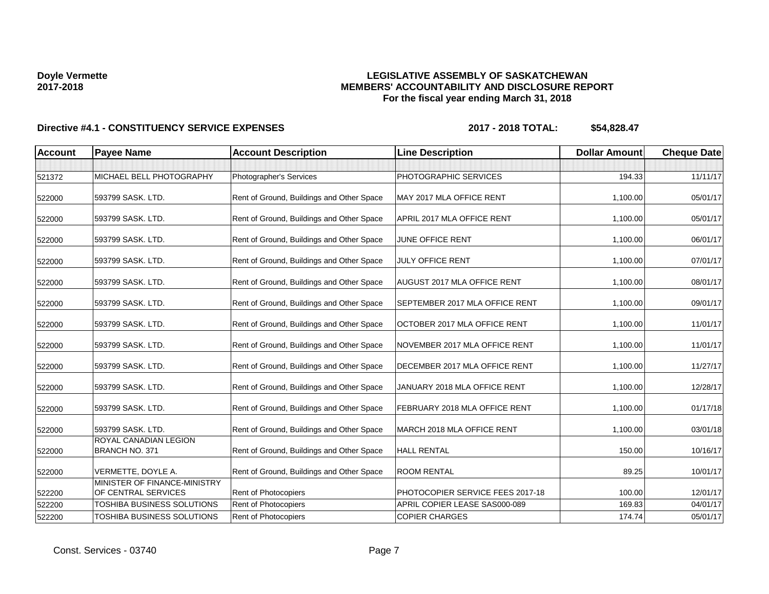**Doyle Vermette**
**2017-2018**

# LEGISLATIVE ASSEMBLY OF SASKATCHEWAN
## MEMBERS' ACCOUNTABILITY AND DISCLOSURE REPORT
### For the fiscal year ending March 31, 2018

**Directive #4.1 - CONSTITUENCY SERVICE EXPENSES** **2017 - 2018 TOTAL: $54,828.47**

| Account | Payee Name | Account Description | Line Description | Dollar Amount | Cheque Date |
|---|---|---|---|---|---|
| | | | | | |
| 521372 | MICHAEL BELL PHOTOGRAPHY | Photographer's Services | PHOTOGRAPHIC SERVICES | 194.33 | 11/11/17 |
| 522000 | 593799 SASK. LTD. | Rent of Ground, Buildings and Other Space | MAY 2017 MLA OFFICE RENT | 1,100.00 | 05/01/17 |
| 522000 | 593799 SASK. LTD. | Rent of Ground, Buildings and Other Space | APRIL 2017 MLA OFFICE RENT | 1,100.00 | 05/01/17 |
| 522000 | 593799 SASK. LTD. | Rent of Ground, Buildings and Other Space | JUNE OFFICE RENT | 1,100.00 | 06/01/17 |
| 522000 | 593799 SASK. LTD. | Rent of Ground, Buildings and Other Space | JULY OFFICE RENT | 1,100.00 | 07/01/17 |
| 522000 | 593799 SASK. LTD. | Rent of Ground, Buildings and Other Space | AUGUST 2017 MLA OFFICE RENT | 1,100.00 | 08/01/17 |
| 522000 | 593799 SASK. LTD. | Rent of Ground, Buildings and Other Space | SEPTEMBER 2017 MLA OFFICE RENT | 1,100.00 | 09/01/17 |
| 522000 | 593799 SASK. LTD. | Rent of Ground, Buildings and Other Space | OCTOBER 2017 MLA OFFICE RENT | 1,100.00 | 11/01/17 |
| 522000 | 593799 SASK. LTD. | Rent of Ground, Buildings and Other Space | NOVEMBER 2017 MLA OFFICE RENT | 1,100.00 | 11/01/17 |
| 522000 | 593799 SASK. LTD. | Rent of Ground, Buildings and Other Space | DECEMBER 2017 MLA OFFICE RENT | 1,100.00 | 11/27/17 |
| 522000 | 593799 SASK. LTD. | Rent of Ground, Buildings and Other Space | JANUARY 2018 MLA OFFICE RENT | 1,100.00 | 12/28/17 |
| 522000 | 593799 SASK. LTD. | Rent of Ground, Buildings and Other Space | FEBRUARY 2018 MLA OFFICE RENT | 1,100.00 | 01/17/18 |
| 522000 | 593799 SASK. LTD. | Rent of Ground, Buildings and Other Space | MARCH 2018 MLA OFFICE RENT | 1,100.00 | 03/01/18 |
| 522000 | ROYAL CANADIAN LEGION BRANCH NO. 371 | Rent of Ground, Buildings and Other Space | HALL RENTAL | 150.00 | 10/16/17 |
| 522000 | VERMETTE, DOYLE A. | Rent of Ground, Buildings and Other Space | ROOM RENTAL | 89.25 | 10/01/17 |
| 522200 | MINISTER OF FINANCE-MINISTRY OF CENTRAL SERVICES | Rent of Photocopiers | PHOTOCOPIER SERVICE FEES 2017-18 | 100.00 | 12/01/17 |
| 522200 | TOSHIBA BUSINESS SOLUTIONS | Rent of Photocopiers | APRIL COPIER LEASE SAS000-089 | 169.83 | 04/01/17 |
| 522200 | TOSHIBA BUSINESS SOLUTIONS | Rent of Photocopiers | COPIER CHARGES | 174.74 | 05/01/17 |

Const. Services - 03740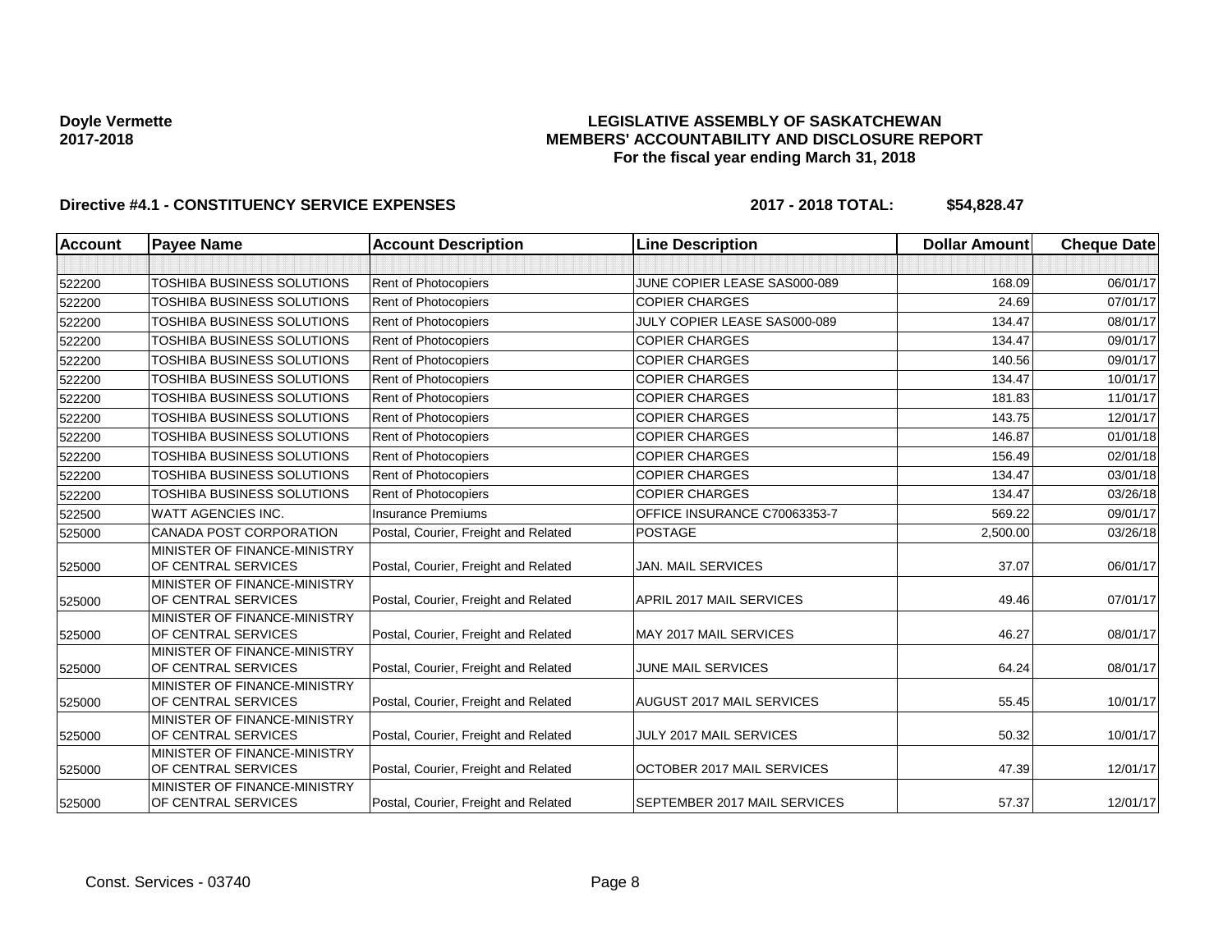**Doyle Vermette**
**2017-2018**

# LEGISLATIVE ASSEMBLY OF SASKATCHEWAN
## MEMBERS' ACCOUNTABILITY AND DISCLOSURE REPORT
### For the fiscal year ending March 31, 2018

**Directive #4.1 - CONSTITUENCY SERVICE EXPENSES** **2017 - 2018 TOTAL: $54,828.47**

| Account | Payee Name | Account Description | Line Description | Dollar Amount | Cheque Date |
|---|---|---|---|---|---|
| | | | | | |
| 522200 | TOSHIBA BUSINESS SOLUTIONS | Rent of Photocopiers | JUNE COPIER LEASE SAS000-089 | 168.09 | 06/01/17 |
| 522200 | TOSHIBA BUSINESS SOLUTIONS | Rent of Photocopiers | COPIER CHARGES | 24.69 | 07/01/17 |
| 522200 | TOSHIBA BUSINESS SOLUTIONS | Rent of Photocopiers | JULY COPIER LEASE SAS000-089 | 134.47 | 08/01/17 |
| 522200 | TOSHIBA BUSINESS SOLUTIONS | Rent of Photocopiers | COPIER CHARGES | 134.47 | 09/01/17 |
| 522200 | TOSHIBA BUSINESS SOLUTIONS | Rent of Photocopiers | COPIER CHARGES | 140.56 | 09/01/17 |
| 522200 | TOSHIBA BUSINESS SOLUTIONS | Rent of Photocopiers | COPIER CHARGES | 134.47 | 10/01/17 |
| 522200 | TOSHIBA BUSINESS SOLUTIONS | Rent of Photocopiers | COPIER CHARGES | 181.83 | 11/01/17 |
| 522200 | TOSHIBA BUSINESS SOLUTIONS | Rent of Photocopiers | COPIER CHARGES | 143.75 | 12/01/17 |
| 522200 | TOSHIBA BUSINESS SOLUTIONS | Rent of Photocopiers | COPIER CHARGES | 146.87 | 01/01/18 |
| 522200 | TOSHIBA BUSINESS SOLUTIONS | Rent of Photocopiers | COPIER CHARGES | 156.49 | 02/01/18 |
| 522200 | TOSHIBA BUSINESS SOLUTIONS | Rent of Photocopiers | COPIER CHARGES | 134.47 | 03/01/18 |
| 522200 | TOSHIBA BUSINESS SOLUTIONS | Rent of Photocopiers | COPIER CHARGES | 134.47 | 03/26/18 |
| 522500 | WATT AGENCIES INC. | Insurance Premiums | OFFICE INSURANCE C70063353-7 | 569.22 | 09/01/17 |
| 525000 | CANADA POST CORPORATION | Postal, Courier, Freight and Related | POSTAGE | 2,500.00 | 03/26/18 |
| 525000 | MINISTER OF FINANCE-MINISTRY OF CENTRAL SERVICES | Postal, Courier, Freight and Related | JAN. MAIL SERVICES | 37.07 | 06/01/17 |
| 525000 | MINISTER OF FINANCE-MINISTRY OF CENTRAL SERVICES | Postal, Courier, Freight and Related | APRIL 2017 MAIL SERVICES | 49.46 | 07/01/17 |
| 525000 | MINISTER OF FINANCE-MINISTRY OF CENTRAL SERVICES | Postal, Courier, Freight and Related | MAY 2017 MAIL SERVICES | 46.27 | 08/01/17 |
| 525000 | MINISTER OF FINANCE-MINISTRY OF CENTRAL SERVICES | Postal, Courier, Freight and Related | JUNE MAIL SERVICES | 64.24 | 08/01/17 |
| 525000 | MINISTER OF FINANCE-MINISTRY OF CENTRAL SERVICES | Postal, Courier, Freight and Related | AUGUST 2017 MAIL SERVICES | 55.45 | 10/01/17 |
| 525000 | MINISTER OF FINANCE-MINISTRY OF CENTRAL SERVICES | Postal, Courier, Freight and Related | JULY 2017 MAIL SERVICES | 50.32 | 10/01/17 |
| 525000 | MINISTER OF FINANCE-MINISTRY OF CENTRAL SERVICES | Postal, Courier, Freight and Related | OCTOBER 2017 MAIL SERVICES | 47.39 | 12/01/17 |
| 525000 | MINISTER OF FINANCE-MINISTRY OF CENTRAL SERVICES | Postal, Courier, Freight and Related | SEPTEMBER 2017 MAIL SERVICES | 57.37 | 12/01/17 |

Const. Services - 03740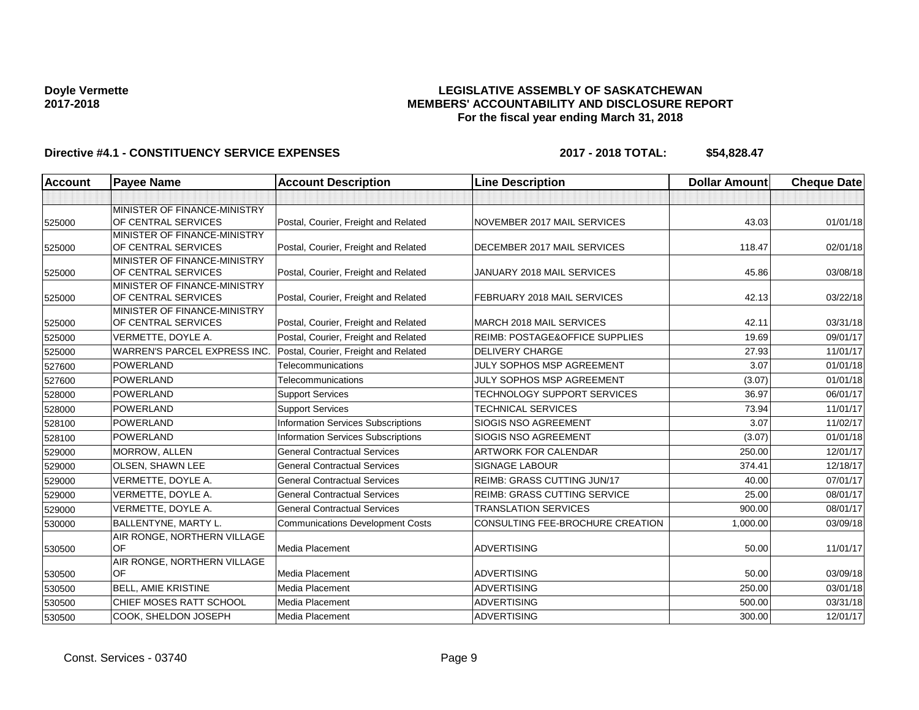**Doyle Vermette**
**2017-2018**

# LEGISLATIVE ASSEMBLY OF SASKATCHEWAN
## MEMBERS' ACCOUNTABILITY AND DISCLOSURE REPORT
### For the fiscal year ending March 31, 2018

**Directive #4.1 - CONSTITUENCY SERVICE EXPENSES** **2017 - 2018 TOTAL: $54,828.47**

| Account | Payee Name | Account Description | Line Description | Dollar Amount | Cheque Date |
|---|---|---|---|---|---|
| | | | | | |
| 525000 | MINISTER OF FINANCE-MINISTRY OF CENTRAL SERVICES | Postal, Courier, Freight and Related | NOVEMBER 2017 MAIL SERVICES | 43.03 | 01/01/18 |
| 525000 | MINISTER OF FINANCE-MINISTRY OF CENTRAL SERVICES | Postal, Courier, Freight and Related | DECEMBER 2017 MAIL SERVICES | 118.47 | 02/01/18 |
| 525000 | MINISTER OF FINANCE-MINISTRY OF CENTRAL SERVICES | Postal, Courier, Freight and Related | JANUARY 2018 MAIL SERVICES | 45.86 | 03/08/18 |
| 525000 | MINISTER OF FINANCE-MINISTRY OF CENTRAL SERVICES | Postal, Courier, Freight and Related | FEBRUARY 2018 MAIL SERVICES | 42.13 | 03/22/18 |
| 525000 | MINISTER OF FINANCE-MINISTRY OF CENTRAL SERVICES | Postal, Courier, Freight and Related | MARCH 2018 MAIL SERVICES | 42.11 | 03/31/18 |
| 525000 | VERMETTE, DOYLE A. | Postal, Courier, Freight and Related | REIMB: POSTAGE&OFFICE SUPPLIES | 19.69 | 09/01/17 |
| 525000 | WARREN'S PARCEL EXPRESS INC. | Postal, Courier, Freight and Related | DELIVERY CHARGE | 27.93 | 11/01/17 |
| 527600 | POWERLAND | Telecommunications | JULY SOPHOS MSP AGREEMENT | 3.07 | 01/01/18 |
| 527600 | POWERLAND | Telecommunications | JULY SOPHOS MSP AGREEMENT | (3.07) | 01/01/18 |
| 528000 | POWERLAND | Support Services | TECHNOLOGY SUPPORT SERVICES | 36.97 | 06/01/17 |
| 528000 | POWERLAND | Support Services | TECHNICAL SERVICES | 73.94 | 11/01/17 |
| 528100 | POWERLAND | Information Services Subscriptions | SIOGIS NSO AGREEMENT | 3.07 | 11/02/17 |
| 528100 | POWERLAND | Information Services Subscriptions | SIOGIS NSO AGREEMENT | (3.07) | 01/01/18 |
| 529000 | MORROW, ALLEN | General Contractual Services | ARTWORK FOR CALENDAR | 250.00 | 12/01/17 |
| 529000 | OLSEN, SHAWN LEE | General Contractual Services | SIGNAGE LABOUR | 374.41 | 12/18/17 |
| 529000 | VERMETTE, DOYLE A. | General Contractual Services | REIMB: GRASS CUTTING JUN/17 | 40.00 | 07/01/17 |
| 529000 | VERMETTE, DOYLE A. | General Contractual Services | REIMB: GRASS CUTTING SERVICE | 25.00 | 08/01/17 |
| 529000 | VERMETTE, DOYLE A. | General Contractual Services | TRANSLATION SERVICES | 900.00 | 08/01/17 |
| 530000 | BALLENTYNE, MARTY L. | Communications Development Costs | CONSULTING FEE-BROCHURE CREATION | 1,000.00 | 03/09/18 |
| 530500 | AIR RONGE, NORTHERN VILLAGE OF | Media Placement | ADVERTISING | 50.00 | 11/01/17 |
| 530500 | AIR RONGE, NORTHERN VILLAGE OF | Media Placement | ADVERTISING | 50.00 | 03/09/18 |
| 530500 | BELL, AMIE KRISTINE | Media Placement | ADVERTISING | 250.00 | 03/01/18 |
| 530500 | CHIEF MOSES RATT SCHOOL | Media Placement | ADVERTISING | 500.00 | 03/31/18 |
| 530500 | COOK, SHELDON JOSEPH | Media Placement | ADVERTISING | 300.00 | 12/01/17 |

Const. Services - 03740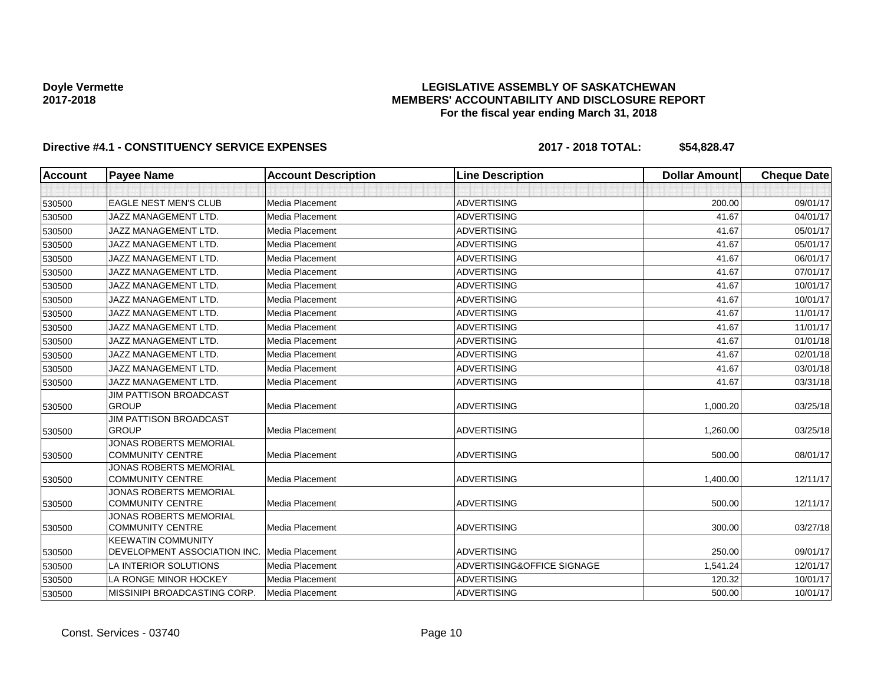**Doyle Vermette**
**2017-2018**

# LEGISLATIVE ASSEMBLY OF SASKATCHEWAN
## MEMBERS' ACCOUNTABILITY AND DISCLOSURE REPORT
### For the fiscal year ending March 31, 2018

**Directive #4.1 - CONSTITUENCY SERVICE EXPENSES** **2017 - 2018 TOTAL: $54,828.47**

| Account | Payee Name | Account Description | Line Description | Dollar Amount | Cheque Date |
|---|---|---|---|---|---|
| | | | | | |
| 530500 | EAGLE NEST MEN'S CLUB | Media Placement | ADVERTISING | 200.00 | 09/01/17 |
| 530500 | JAZZ MANAGEMENT LTD. | Media Placement | ADVERTISING | 41.67 | 04/01/17 |
| 530500 | JAZZ MANAGEMENT LTD. | Media Placement | ADVERTISING | 41.67 | 05/01/17 |
| 530500 | JAZZ MANAGEMENT LTD. | Media Placement | ADVERTISING | 41.67 | 05/01/17 |
| 530500 | JAZZ MANAGEMENT LTD. | Media Placement | ADVERTISING | 41.67 | 06/01/17 |
| 530500 | JAZZ MANAGEMENT LTD. | Media Placement | ADVERTISING | 41.67 | 07/01/17 |
| 530500 | JAZZ MANAGEMENT LTD. | Media Placement | ADVERTISING | 41.67 | 10/01/17 |
| 530500 | JAZZ MANAGEMENT LTD. | Media Placement | ADVERTISING | 41.67 | 10/01/17 |
| 530500 | JAZZ MANAGEMENT LTD. | Media Placement | ADVERTISING | 41.67 | 11/01/17 |
| 530500 | JAZZ MANAGEMENT LTD. | Media Placement | ADVERTISING | 41.67 | 11/01/17 |
| 530500 | JAZZ MANAGEMENT LTD. | Media Placement | ADVERTISING | 41.67 | 01/01/18 |
| 530500 | JAZZ MANAGEMENT LTD. | Media Placement | ADVERTISING | 41.67 | 02/01/18 |
| 530500 | JAZZ MANAGEMENT LTD. | Media Placement | ADVERTISING | 41.67 | 03/01/18 |
| 530500 | JAZZ MANAGEMENT LTD. | Media Placement | ADVERTISING | 41.67 | 03/31/18 |
| 530500 | JIM PATTISON BROADCAST GROUP | Media Placement | ADVERTISING | 1,000.20 | 03/25/18 |
| 530500 | JIM PATTISON BROADCAST GROUP | Media Placement | ADVERTISING | 1,260.00 | 03/25/18 |
| 530500 | JONAS ROBERTS MEMORIAL COMMUNITY CENTRE | Media Placement | ADVERTISING | 500.00 | 08/01/17 |
| 530500 | JONAS ROBERTS MEMORIAL COMMUNITY CENTRE | Media Placement | ADVERTISING | 1,400.00 | 12/11/17 |
| 530500 | JONAS ROBERTS MEMORIAL COMMUNITY CENTRE | Media Placement | ADVERTISING | 500.00 | 12/11/17 |
| 530500 | JONAS ROBERTS MEMORIAL COMMUNITY CENTRE | Media Placement | ADVERTISING | 300.00 | 03/27/18 |
| 530500 | KEEWATIN COMMUNITY DEVELOPMENT ASSOCIATION INC. | Media Placement | ADVERTISING | 250.00 | 09/01/17 |
| 530500 | LA INTERIOR SOLUTIONS | Media Placement | ADVERTISING&OFFICE SIGNAGE | 1,541.24 | 12/01/17 |
| 530500 | LA RONGE MINOR HOCKEY | Media Placement | ADVERTISING | 120.32 | 10/01/17 |
| 530500 | MISSINIPI BROADCASTING CORP. | Media Placement | ADVERTISING | 500.00 | 10/01/17 |

Const. Services - 03740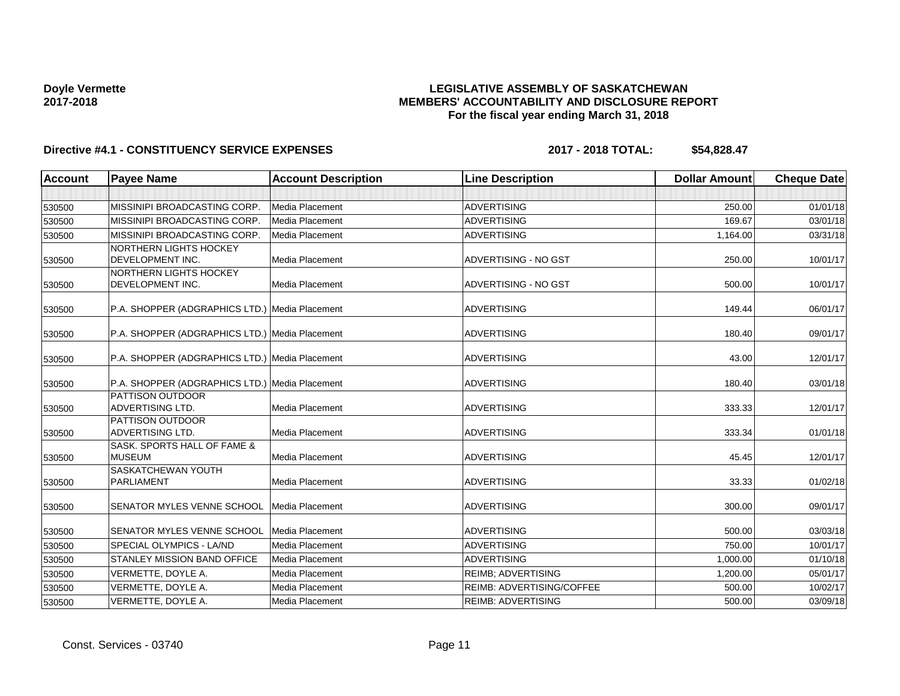**Doyle Vermette**
**2017-2018**

**LEGISLATIVE ASSEMBLY OF SASKATCHEWAN**
**MEMBERS' ACCOUNTABILITY AND DISCLOSURE REPORT**
**For the fiscal year ending March 31, 2018**

**Directive #4.1 - CONSTITUENCY SERVICE EXPENSES** **2017 - 2018 TOTAL: $54,828.47**

| Account | Payee Name | Account Description | Line Description | Dollar Amount | Cheque Date |
|---|---|---|---|---|---|
| | | | | | |
| 530500 | MISSINIPI BROADCASTING CORP. | Media Placement | ADVERTISING | 250.00 | 01/01/18 |
| 530500 | MISSINIPI BROADCASTING CORP. | Media Placement | ADVERTISING | 169.67 | 03/01/18 |
| 530500 | MISSINIPI BROADCASTING CORP. | Media Placement | ADVERTISING | 1,164.00 | 03/31/18 |
| 530500 | NORTHERN LIGHTS HOCKEY DEVELOPMENT INC. | Media Placement | ADVERTISING - NO GST | 250.00 | 10/01/17 |
| 530500 | NORTHERN LIGHTS HOCKEY DEVELOPMENT INC. | Media Placement | ADVERTISING - NO GST | 500.00 | 10/01/17 |
| 530500 | P.A. SHOPPER (ADGRAPHICS LTD.) | Media Placement | ADVERTISING | 149.44 | 06/01/17 |
| 530500 | P.A. SHOPPER (ADGRAPHICS LTD.) | Media Placement | ADVERTISING | 180.40 | 09/01/17 |
| 530500 | P.A. SHOPPER (ADGRAPHICS LTD.) | Media Placement | ADVERTISING | 43.00 | 12/01/17 |
| 530500 | P.A. SHOPPER (ADGRAPHICS LTD.) | Media Placement | ADVERTISING | 180.40 | 03/01/18 |
| 530500 | PATTISON OUTDOOR ADVERTISING LTD. | Media Placement | ADVERTISING | 333.33 | 12/01/17 |
| 530500 | PATTISON OUTDOOR ADVERTISING LTD. | Media Placement | ADVERTISING | 333.34 | 01/01/18 |
| 530500 | SASK. SPORTS HALL OF FAME & MUSEUM | Media Placement | ADVERTISING | 45.45 | 12/01/17 |
| 530500 | SASKATCHEWAN YOUTH PARLIAMENT | Media Placement | ADVERTISING | 33.33 | 01/02/18 |
| 530500 | SENATOR MYLES VENNE SCHOOL | Media Placement | ADVERTISING | 300.00 | 09/01/17 |
| 530500 | SENATOR MYLES VENNE SCHOOL | Media Placement | ADVERTISING | 500.00 | 03/03/18 |
| 530500 | SPECIAL OLYMPICS - LA/ND | Media Placement | ADVERTISING | 750.00 | 10/01/17 |
| 530500 | STANLEY MISSION BAND OFFICE | Media Placement | ADVERTISING | 1,000.00 | 01/10/18 |
| 530500 | VERMETTE, DOYLE A. | Media Placement | REIMB; ADVERTISING | 1,200.00 | 05/01/17 |
| 530500 | VERMETTE, DOYLE A. | Media Placement | REIMB: ADVERTISING/COFFEE | 500.00 | 10/02/17 |
| 530500 | VERMETTE, DOYLE A. | Media Placement | REIMB: ADVERTISING | 500.00 | 03/09/18 |

Const. Services - 03740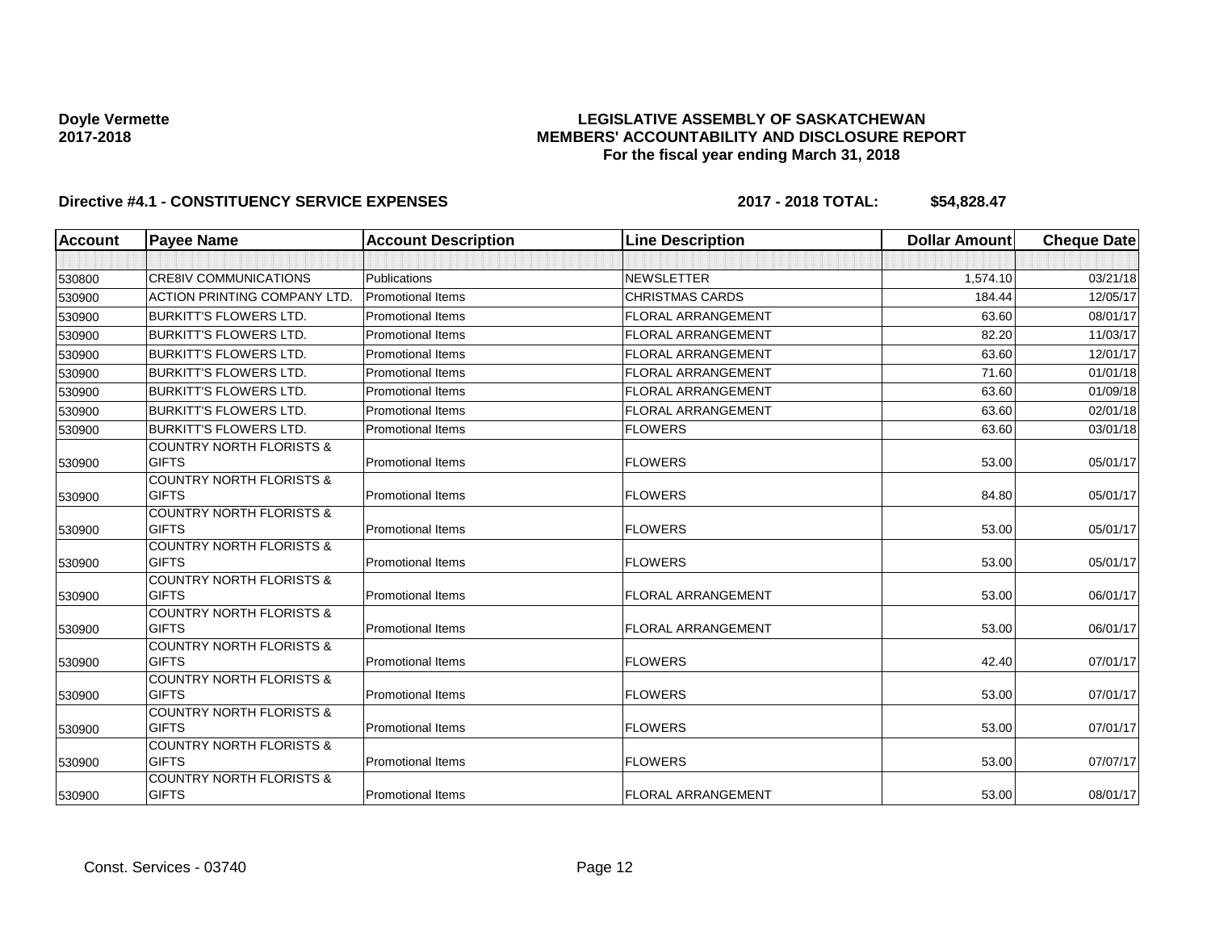**Doyle Vermette**
**2017-2018**

**LEGISLATIVE ASSEMBLY OF SASKATCHEWAN**
**MEMBERS' ACCOUNTABILITY AND DISCLOSURE REPORT**
**For the fiscal year ending March 31, 2018**

**Directive #4.1 - CONSTITUENCY SERVICE EXPENSES** **2017 - 2018 TOTAL: $54,828.47**

| Account | Payee Name | Account Description | Line Description | Dollar Amount | Cheque Date |
|---|---|---|---|---|---|
| | | | | | |
| 530800 | CRE8IV COMMUNICATIONS | Publications | NEWSLETTER | 1,574.10 | 03/21/18 |
| 530900 | ACTION PRINTING COMPANY LTD. | Promotional Items | CHRISTMAS CARDS | 184.44 | 12/05/17 |
| 530900 | BURKITT'S FLOWERS LTD. | Promotional Items | FLORAL ARRANGEMENT | 63.60 | 08/01/17 |
| 530900 | BURKITT'S FLOWERS LTD. | Promotional Items | FLORAL ARRANGEMENT | 82.20 | 11/03/17 |
| 530900 | BURKITT'S FLOWERS LTD. | Promotional Items | FLORAL ARRANGEMENT | 63.60 | 12/01/17 |
| 530900 | BURKITT'S FLOWERS LTD. | Promotional Items | FLORAL ARRANGEMENT | 71.60 | 01/01/18 |
| 530900 | BURKITT'S FLOWERS LTD. | Promotional Items | FLORAL ARRANGEMENT | 63.60 | 01/09/18 |
| 530900 | BURKITT'S FLOWERS LTD. | Promotional Items | FLORAL ARRANGEMENT | 63.60 | 02/01/18 |
| 530900 | BURKITT'S FLOWERS LTD. | Promotional Items | FLOWERS | 63.60 | 03/01/18 |
| 530900 | COUNTRY NORTH FLORISTS & GIFTS | Promotional Items | FLOWERS | 53.00 | 05/01/17 |
| 530900 | COUNTRY NORTH FLORISTS & GIFTS | Promotional Items | FLOWERS | 84.80 | 05/01/17 |
| 530900 | COUNTRY NORTH FLORISTS & GIFTS | Promotional Items | FLOWERS | 53.00 | 05/01/17 |
| 530900 | COUNTRY NORTH FLORISTS & GIFTS | Promotional Items | FLOWERS | 53.00 | 05/01/17 |
| 530900 | COUNTRY NORTH FLORISTS & GIFTS | Promotional Items | FLORAL ARRANGEMENT | 53.00 | 06/01/17 |
| 530900 | COUNTRY NORTH FLORISTS & GIFTS | Promotional Items | FLORAL ARRANGEMENT | 53.00 | 06/01/17 |
| 530900 | COUNTRY NORTH FLORISTS & GIFTS | Promotional Items | FLOWERS | 42.40 | 07/01/17 |
| 530900 | COUNTRY NORTH FLORISTS & GIFTS | Promotional Items | FLOWERS | 53.00 | 07/01/17 |
| 530900 | COUNTRY NORTH FLORISTS & GIFTS | Promotional Items | FLOWERS | 53.00 | 07/01/17 |
| 530900 | COUNTRY NORTH FLORISTS & GIFTS | Promotional Items | FLOWERS | 53.00 | 07/07/17 |
| 530900 | COUNTRY NORTH FLORISTS & GIFTS | Promotional Items | FLORAL ARRANGEMENT | 53.00 | 08/01/17 |

Const. Services - 03740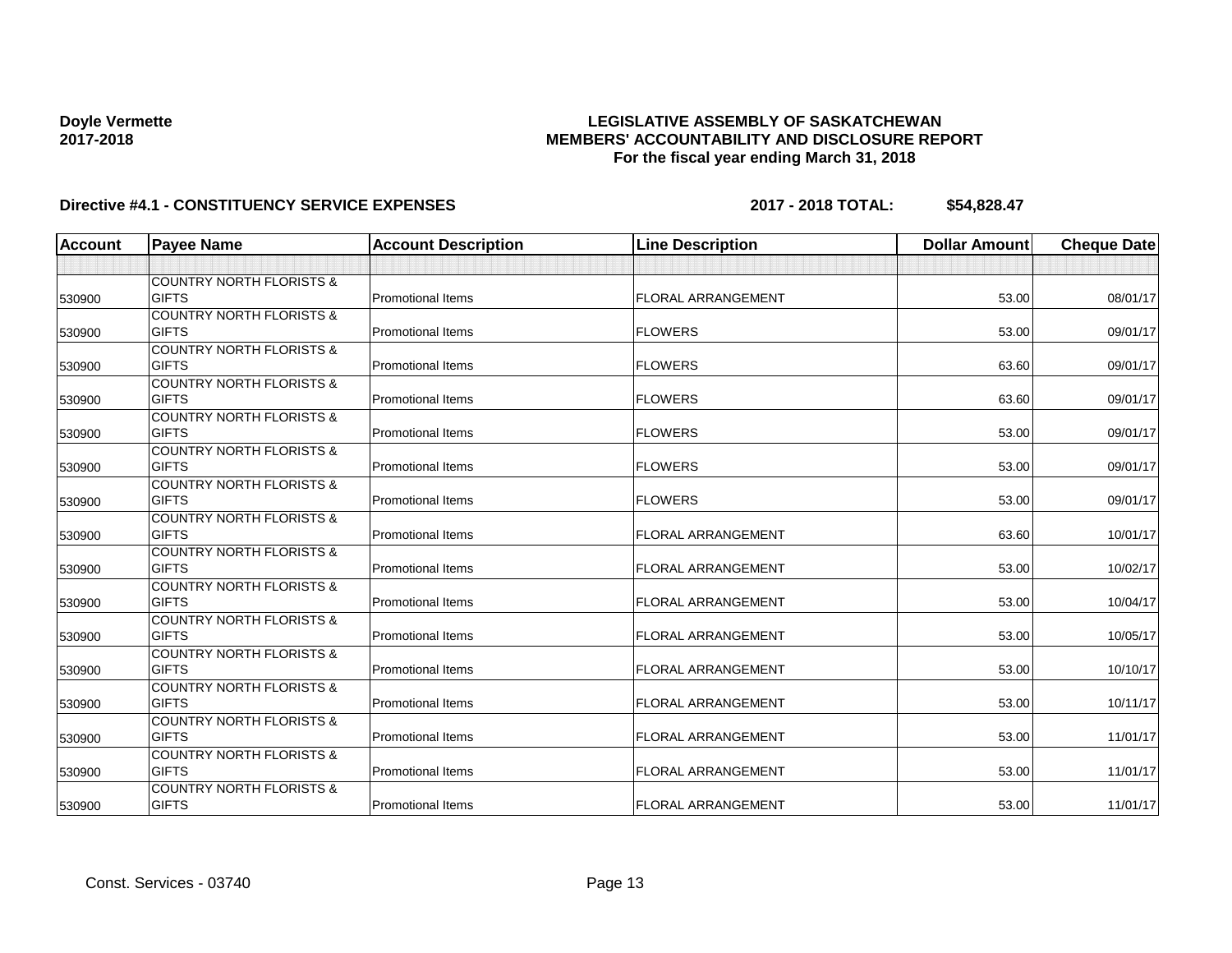**Doyle Vermette**
**2017-2018**

**LEGISLATIVE ASSEMBLY OF SASKATCHEWAN**
**MEMBERS' ACCOUNTABILITY AND DISCLOSURE REPORT**
**For the fiscal year ending March 31, 2018**

**Directive #4.1 - CONSTITUENCY SERVICE EXPENSES** **2017 - 2018 TOTAL: $54,828.47**

| Account | Payee Name | Account Description | Line Description | Dollar Amount | Cheque Date |
|---|---|---|---|---|---|
| | | | | | |
| 530900 | COUNTRY NORTH FLORISTS & GIFTS | Promotional Items | FLORAL ARRANGEMENT | 53.00 | 08/01/17 |
| 530900 | COUNTRY NORTH FLORISTS & GIFTS | Promotional Items | FLOWERS | 53.00 | 09/01/17 |
| 530900 | COUNTRY NORTH FLORISTS & GIFTS | Promotional Items | FLOWERS | 63.60 | 09/01/17 |
| 530900 | COUNTRY NORTH FLORISTS & GIFTS | Promotional Items | FLOWERS | 63.60 | 09/01/17 |
| 530900 | COUNTRY NORTH FLORISTS & GIFTS | Promotional Items | FLOWERS | 53.00 | 09/01/17 |
| 530900 | COUNTRY NORTH FLORISTS & GIFTS | Promotional Items | FLOWERS | 53.00 | 09/01/17 |
| 530900 | COUNTRY NORTH FLORISTS & GIFTS | Promotional Items | FLOWERS | 53.00 | 09/01/17 |
| 530900 | COUNTRY NORTH FLORISTS & GIFTS | Promotional Items | FLORAL ARRANGEMENT | 63.60 | 10/01/17 |
| 530900 | COUNTRY NORTH FLORISTS & GIFTS | Promotional Items | FLORAL ARRANGEMENT | 53.00 | 10/02/17 |
| 530900 | COUNTRY NORTH FLORISTS & GIFTS | Promotional Items | FLORAL ARRANGEMENT | 53.00 | 10/04/17 |
| 530900 | COUNTRY NORTH FLORISTS & GIFTS | Promotional Items | FLORAL ARRANGEMENT | 53.00 | 10/05/17 |
| 530900 | COUNTRY NORTH FLORISTS & GIFTS | Promotional Items | FLORAL ARRANGEMENT | 53.00 | 10/10/17 |
| 530900 | COUNTRY NORTH FLORISTS & GIFTS | Promotional Items | FLORAL ARRANGEMENT | 53.00 | 10/11/17 |
| 530900 | COUNTRY NORTH FLORISTS & GIFTS | Promotional Items | FLORAL ARRANGEMENT | 53.00 | 11/01/17 |
| 530900 | COUNTRY NORTH FLORISTS & GIFTS | Promotional Items | FLORAL ARRANGEMENT | 53.00 | 11/01/17 |
| 530900 | COUNTRY NORTH FLORISTS & GIFTS | Promotional Items | FLORAL ARRANGEMENT | 53.00 | 11/01/17 |

Const. Services - 03740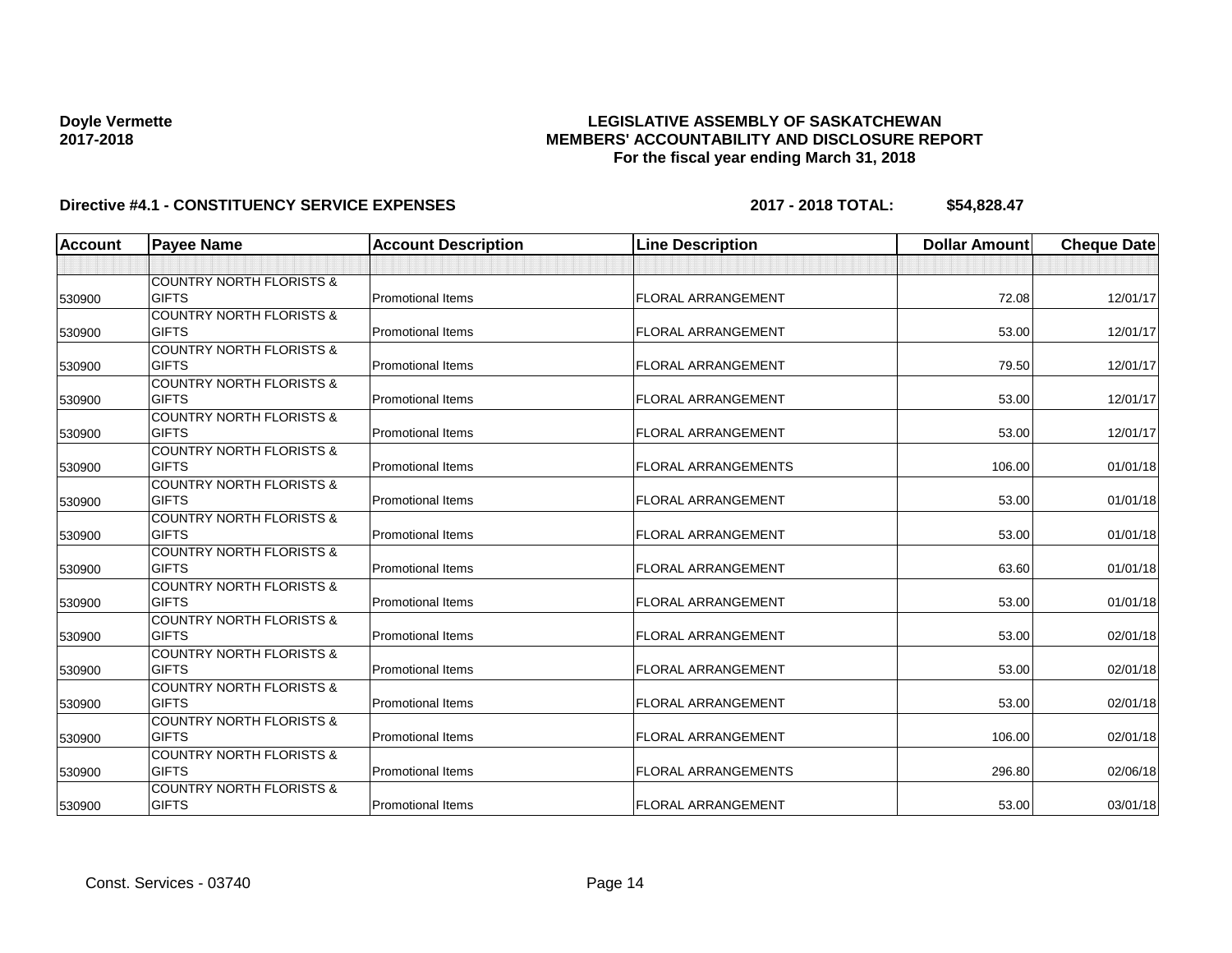**Doyle Vermette**
**2017-2018**

**LEGISLATIVE ASSEMBLY OF SASKATCHEWAN**
**MEMBERS' ACCOUNTABILITY AND DISCLOSURE REPORT**
**For the fiscal year ending March 31, 2018**

**Directive #4.1 - CONSTITUENCY SERVICE EXPENSES** **2017 - 2018 TOTAL: $54,828.47**

| Account | Payee Name | Account Description | Line Description | Dollar Amount | Cheque Date |
|---|---|---|---|---|---|
| | | | | | |
| 530900 | COUNTRY NORTH FLORISTS & GIFTS | Promotional Items | FLORAL ARRANGEMENT | 72.08 | 12/01/17 |
| 530900 | COUNTRY NORTH FLORISTS & GIFTS | Promotional Items | FLORAL ARRANGEMENT | 53.00 | 12/01/17 |
| 530900 | COUNTRY NORTH FLORISTS & GIFTS | Promotional Items | FLORAL ARRANGEMENT | 79.50 | 12/01/17 |
| 530900 | COUNTRY NORTH FLORISTS & GIFTS | Promotional Items | FLORAL ARRANGEMENT | 53.00 | 12/01/17 |
| 530900 | COUNTRY NORTH FLORISTS & GIFTS | Promotional Items | FLORAL ARRANGEMENT | 53.00 | 12/01/17 |
| 530900 | COUNTRY NORTH FLORISTS & GIFTS | Promotional Items | FLORAL ARRANGEMENTS | 106.00 | 01/01/18 |
| 530900 | COUNTRY NORTH FLORISTS & GIFTS | Promotional Items | FLORAL ARRANGEMENT | 53.00 | 01/01/18 |
| 530900 | COUNTRY NORTH FLORISTS & GIFTS | Promotional Items | FLORAL ARRANGEMENT | 53.00 | 01/01/18 |
| 530900 | COUNTRY NORTH FLORISTS & GIFTS | Promotional Items | FLORAL ARRANGEMENT | 63.60 | 01/01/18 |
| 530900 | COUNTRY NORTH FLORISTS & GIFTS | Promotional Items | FLORAL ARRANGEMENT | 53.00 | 01/01/18 |
| 530900 | COUNTRY NORTH FLORISTS & GIFTS | Promotional Items | FLORAL ARRANGEMENT | 53.00 | 02/01/18 |
| 530900 | COUNTRY NORTH FLORISTS & GIFTS | Promotional Items | FLORAL ARRANGEMENT | 53.00 | 02/01/18 |
| 530900 | COUNTRY NORTH FLORISTS & GIFTS | Promotional Items | FLORAL ARRANGEMENT | 53.00 | 02/01/18 |
| 530900 | COUNTRY NORTH FLORISTS & GIFTS | Promotional Items | FLORAL ARRANGEMENT | 106.00 | 02/01/18 |
| 530900 | COUNTRY NORTH FLORISTS & GIFTS | Promotional Items | FLORAL ARRANGEMENTS | 296.80 | 02/06/18 |
| 530900 | COUNTRY NORTH FLORISTS & GIFTS | Promotional Items | FLORAL ARRANGEMENT | 53.00 | 03/01/18 |

Const. Services - 03740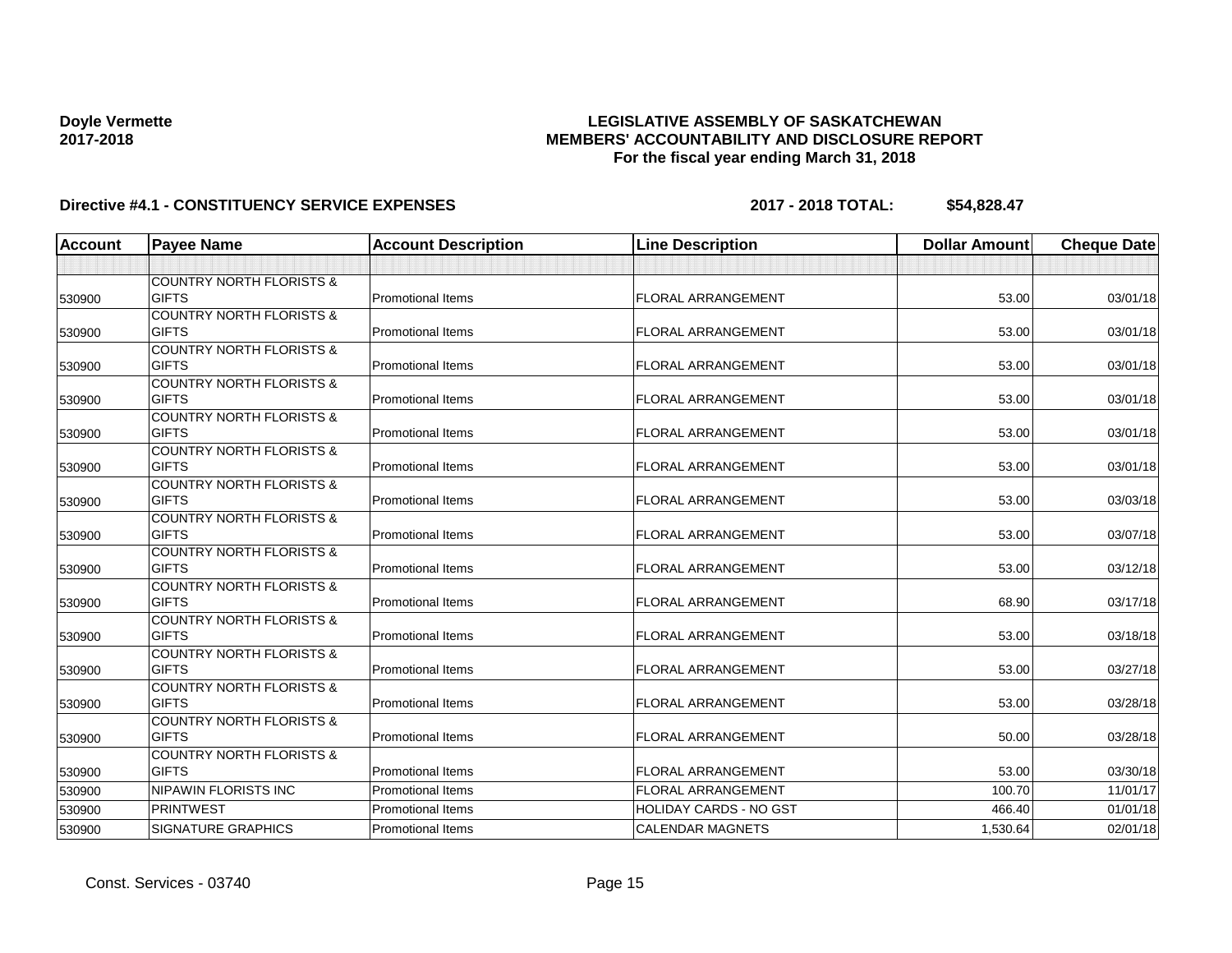**Doyle Vermette**
**2017-2018**

**LEGISLATIVE ASSEMBLY OF SASKATCHEWAN**
**MEMBERS' ACCOUNTABILITY AND DISCLOSURE REPORT**
**For the fiscal year ending March 31, 2018**

**Directive #4.1 - CONSTITUENCY SERVICE EXPENSES** **2017 - 2018 TOTAL: $54,828.47**

| Account | Payee Name | Account Description | Line Description | Dollar Amount | Cheque Date |
|---|---|---|---|---|---|
| | | | | | |
| 530900 | COUNTRY NORTH FLORISTS & GIFTS | Promotional Items | FLORAL ARRANGEMENT | 53.00 | 03/01/18 |
| 530900 | COUNTRY NORTH FLORISTS & GIFTS | Promotional Items | FLORAL ARRANGEMENT | 53.00 | 03/01/18 |
| 530900 | COUNTRY NORTH FLORISTS & GIFTS | Promotional Items | FLORAL ARRANGEMENT | 53.00 | 03/01/18 |
| 530900 | COUNTRY NORTH FLORISTS & GIFTS | Promotional Items | FLORAL ARRANGEMENT | 53.00 | 03/01/18 |
| 530900 | COUNTRY NORTH FLORISTS & GIFTS | Promotional Items | FLORAL ARRANGEMENT | 53.00 | 03/01/18 |
| 530900 | COUNTRY NORTH FLORISTS & GIFTS | Promotional Items | FLORAL ARRANGEMENT | 53.00 | 03/01/18 |
| 530900 | COUNTRY NORTH FLORISTS & GIFTS | Promotional Items | FLORAL ARRANGEMENT | 53.00 | 03/03/18 |
| 530900 | COUNTRY NORTH FLORISTS & GIFTS | Promotional Items | FLORAL ARRANGEMENT | 53.00 | 03/07/18 |
| 530900 | COUNTRY NORTH FLORISTS & GIFTS | Promotional Items | FLORAL ARRANGEMENT | 53.00 | 03/12/18 |
| 530900 | COUNTRY NORTH FLORISTS & GIFTS | Promotional Items | FLORAL ARRANGEMENT | 68.90 | 03/17/18 |
| 530900 | COUNTRY NORTH FLORISTS & GIFTS | Promotional Items | FLORAL ARRANGEMENT | 53.00 | 03/18/18 |
| 530900 | COUNTRY NORTH FLORISTS & GIFTS | Promotional Items | FLORAL ARRANGEMENT | 53.00 | 03/27/18 |
| 530900 | COUNTRY NORTH FLORISTS & GIFTS | Promotional Items | FLORAL ARRANGEMENT | 53.00 | 03/28/18 |
| 530900 | COUNTRY NORTH FLORISTS & GIFTS | Promotional Items | FLORAL ARRANGEMENT | 50.00 | 03/28/18 |
| 530900 | COUNTRY NORTH FLORISTS & GIFTS | Promotional Items | FLORAL ARRANGEMENT | 53.00 | 03/30/18 |
| 530900 | NIPAWIN FLORISTS INC | Promotional Items | FLORAL ARRANGEMENT | 100.70 | 11/01/17 |
| 530900 | PRINTWEST | Promotional Items | HOLIDAY CARDS - NO GST | 466.40 | 01/01/18 |
| 530900 | SIGNATURE GRAPHICS | Promotional Items | CALENDAR MAGNETS | 1,530.64 | 02/01/18 |

Const. Services - 03740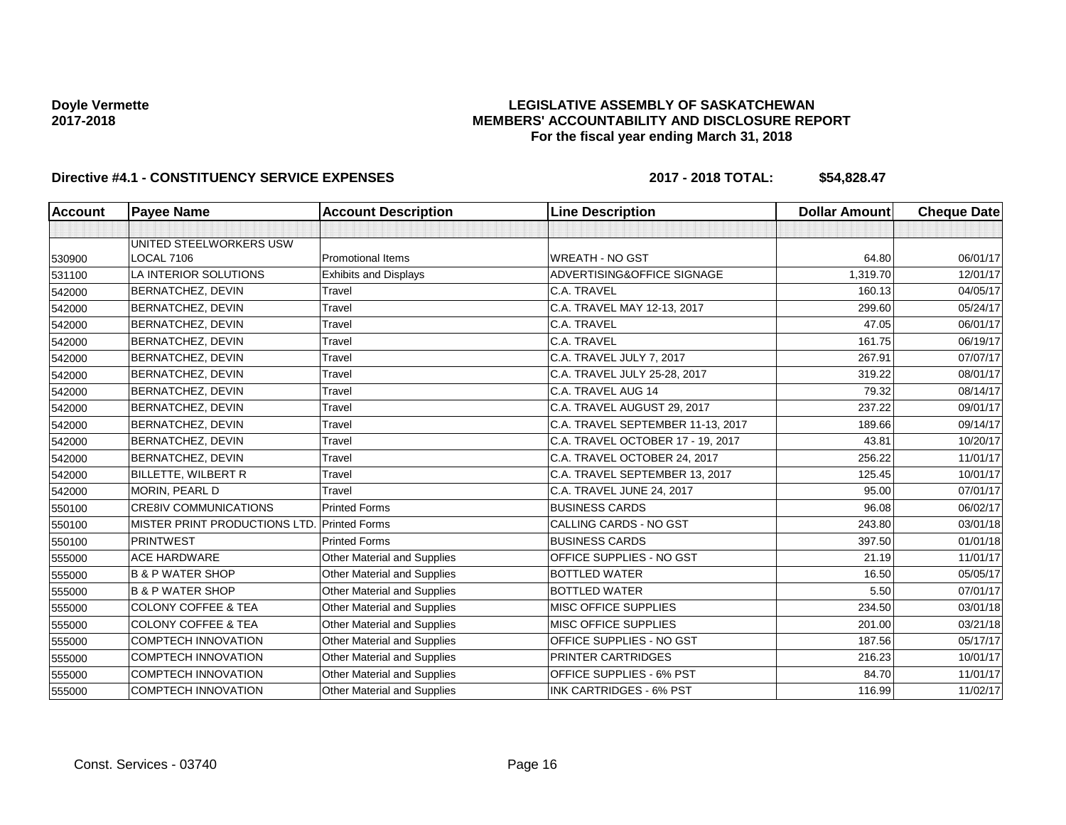**Doyle Vermette**
**2017-2018**

**LEGISLATIVE ASSEMBLY OF SASKATCHEWAN**
**MEMBERS' ACCOUNTABILITY AND DISCLOSURE REPORT**
**For the fiscal year ending March 31, 2018**

**Directive #4.1 - CONSTITUENCY SERVICE EXPENSES** **2017 - 2018 TOTAL: $54,828.47**

| Account | Payee Name | Account Description | Line Description | Dollar Amount | Cheque Date |
|---|---|---|---|---|---|
| | | | | | |
| 530900 | UNITED STEELWORKERS USW LOCAL 7106 | Promotional Items | WREATH - NO GST | 64.80 | 06/01/17 |
| 531100 | LA INTERIOR SOLUTIONS | Exhibits and Displays | ADVERTISING&OFFICE SIGNAGE | 1,319.70 | 12/01/17 |
| 542000 | BERNATCHEZ, DEVIN | Travel | C.A. TRAVEL | 160.13 | 04/05/17 |
| 542000 | BERNATCHEZ, DEVIN | Travel | C.A. TRAVEL MAY 12-13, 2017 | 299.60 | 05/24/17 |
| 542000 | BERNATCHEZ, DEVIN | Travel | C.A. TRAVEL | 47.05 | 06/01/17 |
| 542000 | BERNATCHEZ, DEVIN | Travel | C.A. TRAVEL | 161.75 | 06/19/17 |
| 542000 | BERNATCHEZ, DEVIN | Travel | C.A. TRAVEL JULY 7, 2017 | 267.91 | 07/07/17 |
| 542000 | BERNATCHEZ, DEVIN | Travel | C.A. TRAVEL JULY 25-28, 2017 | 319.22 | 08/01/17 |
| 542000 | BERNATCHEZ, DEVIN | Travel | C.A. TRAVEL AUG 14 | 79.32 | 08/14/17 |
| 542000 | BERNATCHEZ, DEVIN | Travel | C.A. TRAVEL AUGUST 29, 2017 | 237.22 | 09/01/17 |
| 542000 | BERNATCHEZ, DEVIN | Travel | C.A. TRAVEL SEPTEMBER 11-13, 2017 | 189.66 | 09/14/17 |
| 542000 | BERNATCHEZ, DEVIN | Travel | C.A. TRAVEL OCTOBER 17 - 19, 2017 | 43.81 | 10/20/17 |
| 542000 | BERNATCHEZ, DEVIN | Travel | C.A. TRAVEL OCTOBER 24, 2017 | 256.22 | 11/01/17 |
| 542000 | BILLETTE, WILBERT R | Travel | C.A. TRAVEL SEPTEMBER 13, 2017 | 125.45 | 10/01/17 |
| 542000 | MORIN, PEARL D | Travel | C.A. TRAVEL JUNE 24, 2017 | 95.00 | 07/01/17 |
| 550100 | CRE8IV COMMUNICATIONS | Printed Forms | BUSINESS CARDS | 96.08 | 06/02/17 |
| 550100 | MISTER PRINT PRODUCTIONS LTD. | Printed Forms | CALLING CARDS - NO GST | 243.80 | 03/01/18 |
| 550100 | PRINTWEST | Printed Forms | BUSINESS CARDS | 397.50 | 01/01/18 |
| 555000 | ACE HARDWARE | Other Material and Supplies | OFFICE SUPPLIES - NO GST | 21.19 | 11/01/17 |
| 555000 | B & P WATER SHOP | Other Material and Supplies | BOTTLED WATER | 16.50 | 05/05/17 |
| 555000 | B & P WATER SHOP | Other Material and Supplies | BOTTLED WATER | 5.50 | 07/01/17 |
| 555000 | COLONY COFFEE & TEA | Other Material and Supplies | MISC OFFICE SUPPLIES | 234.50 | 03/01/18 |
| 555000 | COLONY COFFEE & TEA | Other Material and Supplies | MISC OFFICE SUPPLIES | 201.00 | 03/21/18 |
| 555000 | COMPTECH INNOVATION | Other Material and Supplies | OFFICE SUPPLIES - NO GST | 187.56 | 05/17/17 |
| 555000 | COMPTECH INNOVATION | Other Material and Supplies | PRINTER CARTRIDGES | 216.23 | 10/01/17 |
| 555000 | COMPTECH INNOVATION | Other Material and Supplies | OFFICE SUPPLIES - 6% PST | 84.70 | 11/01/17 |
| 555000 | COMPTECH INNOVATION | Other Material and Supplies | INK CARTRIDGES - 6% PST | 116.99 | 11/02/17 |

Const. Services - 03740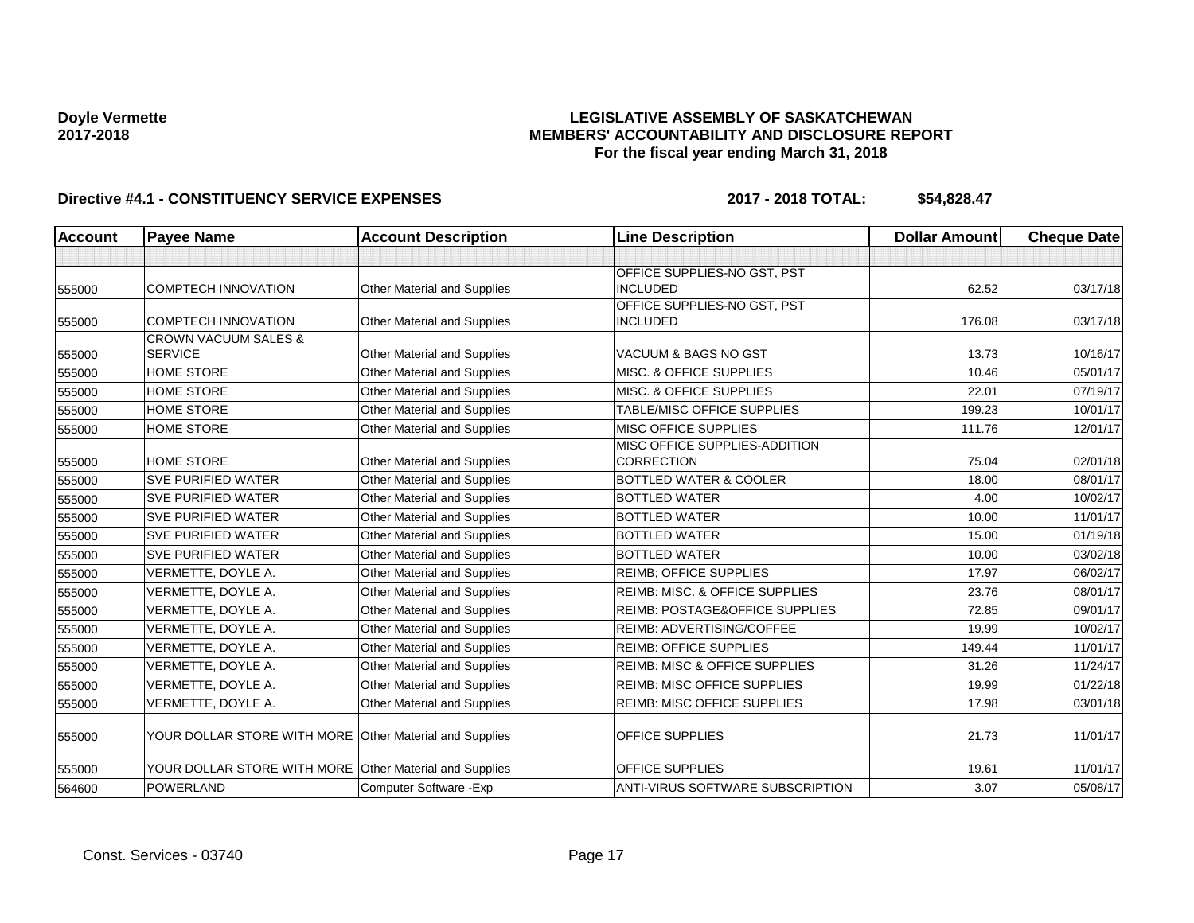**Doyle Vermette**
**2017-2018**

**LEGISLATIVE ASSEMBLY OF SASKATCHEWAN**
**MEMBERS' ACCOUNTABILITY AND DISCLOSURE REPORT**
**For the fiscal year ending March 31, 2018**

**Directive #4.1 - CONSTITUENCY SERVICE EXPENSES** **2017 - 2018 TOTAL: $54,828.47**

| Account | Payee Name | Account Description | Line Description | Dollar Amount | Cheque Date |
|---|---|---|---|---|---|
| | | | | | |
| 555000 | COMPTECH INNOVATION | Other Material and Supplies | OFFICE SUPPLIES-NO GST, PST INCLUDED | 62.52 | 03/17/18 |
| 555000 | COMPTECH INNOVATION | Other Material and Supplies | OFFICE SUPPLIES-NO GST, PST INCLUDED | 176.08 | 03/17/18 |
| 555000 | CROWN VACUUM SALES & SERVICE | Other Material and Supplies | VACUUM & BAGS NO GST | 13.73 | 10/16/17 |
| 555000 | HOME STORE | Other Material and Supplies | MISC. & OFFICE SUPPLIES | 10.46 | 05/01/17 |
| 555000 | HOME STORE | Other Material and Supplies | MISC. & OFFICE SUPPLIES | 22.01 | 07/19/17 |
| 555000 | HOME STORE | Other Material and Supplies | TABLE/MISC OFFICE SUPPLIES | 199.23 | 10/01/17 |
| 555000 | HOME STORE | Other Material and Supplies | MISC OFFICE SUPPLIES | 111.76 | 12/01/17 |
| 555000 | HOME STORE | Other Material and Supplies | MISC OFFICE SUPPLIES-ADDITION CORRECTION | 75.04 | 02/01/18 |
| 555000 | SVE PURIFIED WATER | Other Material and Supplies | BOTTLED WATER & COOLER | 18.00 | 08/01/17 |
| 555000 | SVE PURIFIED WATER | Other Material and Supplies | BOTTLED WATER | 4.00 | 10/02/17 |
| 555000 | SVE PURIFIED WATER | Other Material and Supplies | BOTTLED WATER | 10.00 | 11/01/17 |
| 555000 | SVE PURIFIED WATER | Other Material and Supplies | BOTTLED WATER | 15.00 | 01/19/18 |
| 555000 | SVE PURIFIED WATER | Other Material and Supplies | BOTTLED WATER | 10.00 | 03/02/18 |
| 555000 | VERMETTE, DOYLE A. | Other Material and Supplies | REIMB; OFFICE SUPPLIES | 17.97 | 06/02/17 |
| 555000 | VERMETTE, DOYLE A. | Other Material and Supplies | REIMB: MISC. & OFFICE SUPPLIES | 23.76 | 08/01/17 |
| 555000 | VERMETTE, DOYLE A. | Other Material and Supplies | REIMB: POSTAGE&OFFICE SUPPLIES | 72.85 | 09/01/17 |
| 555000 | VERMETTE, DOYLE A. | Other Material and Supplies | REIMB: ADVERTISING/COFFEE | 19.99 | 10/02/17 |
| 555000 | VERMETTE, DOYLE A. | Other Material and Supplies | REIMB: OFFICE SUPPLIES | 149.44 | 11/01/17 |
| 555000 | VERMETTE, DOYLE A. | Other Material and Supplies | REIMB: MISC & OFFICE SUPPLIES | 31.26 | 11/24/17 |
| 555000 | VERMETTE, DOYLE A. | Other Material and Supplies | REIMB: MISC OFFICE SUPPLIES | 19.99 | 01/22/18 |
| 555000 | VERMETTE, DOYLE A. | Other Material and Supplies | REIMB: MISC OFFICE SUPPLIES | 17.98 | 03/01/18 |
| 555000 | YOUR DOLLAR STORE WITH MORE | Other Material and Supplies | OFFICE SUPPLIES | 21.73 | 11/01/17 |
| 555000 | YOUR DOLLAR STORE WITH MORE | Other Material and Supplies | OFFICE SUPPLIES | 19.61 | 11/01/17 |
| 564600 | POWERLAND | Computer Software -Exp | ANTI-VIRUS SOFTWARE SUBSCRIPTION | 3.07 | 05/08/17 |

Const. Services - 03740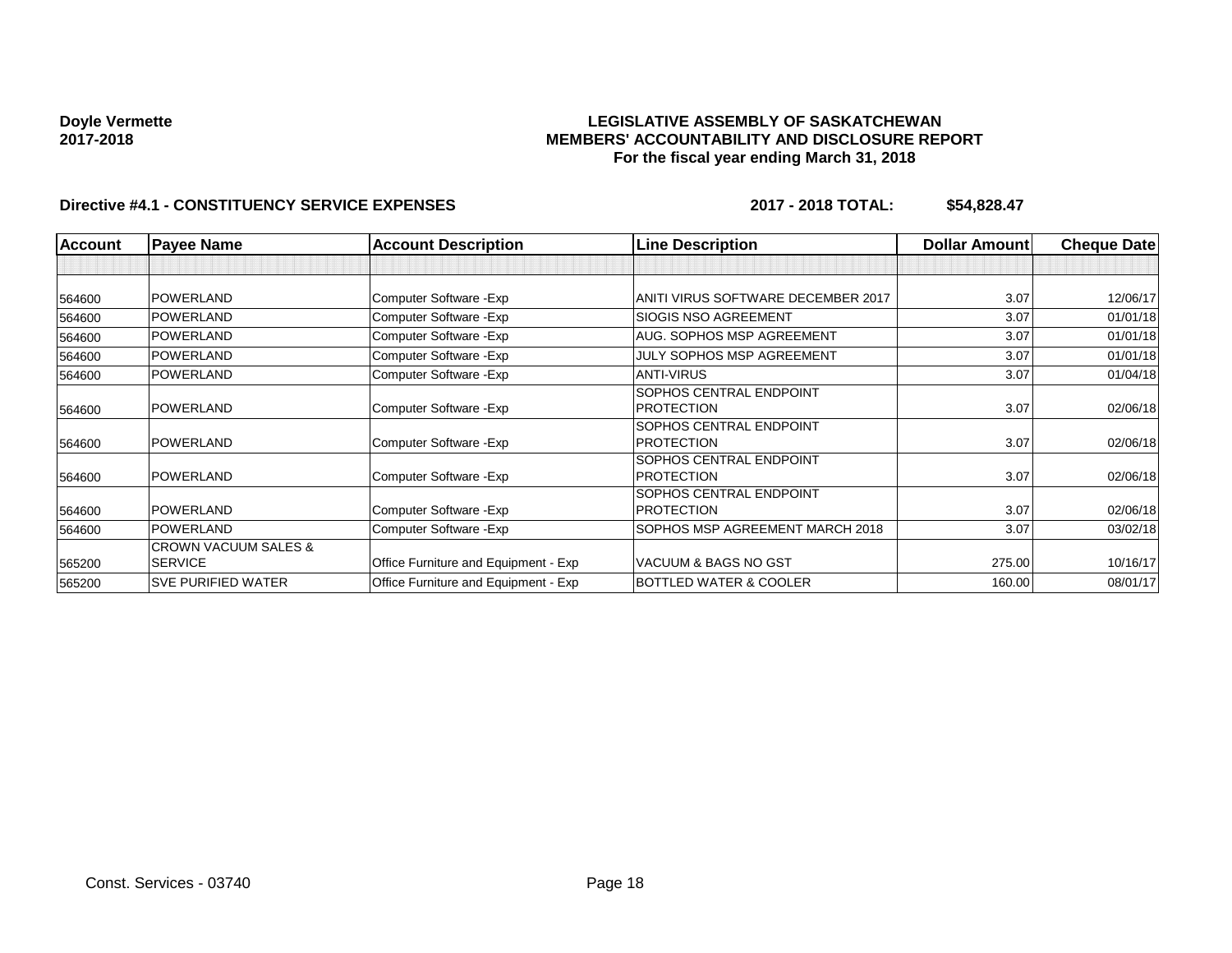**Doyle Vermette**
**2017-2018**

**LEGISLATIVE ASSEMBLY OF SASKATCHEWAN**
**MEMBERS' ACCOUNTABILITY AND DISCLOSURE REPORT**
**For the fiscal year ending March 31, 2018**

**Directive #4.1 - CONSTITUENCY SERVICE EXPENSES** **2017 - 2018 TOTAL: $54,828.47**

| Account | Payee Name | Account Description | Line Description | Dollar Amount | Cheque Date |
|---|---|---|---|---|---|
| | | | | | |
| 564600 | POWERLAND | Computer Software -Exp | ANITI VIRUS SOFTWARE DECEMBER 2017 | 3.07 | 12/06/17 |
| 564600 | POWERLAND | Computer Software -Exp | SIOGIS NSO AGREEMENT | 3.07 | 01/01/18 |
| 564600 | POWERLAND | Computer Software -Exp | AUG. SOPHOS MSP AGREEMENT | 3.07 | 01/01/18 |
| 564600 | POWERLAND | Computer Software -Exp | JULY SOPHOS MSP AGREEMENT | 3.07 | 01/01/18 |
| 564600 | POWERLAND | Computer Software -Exp | ANTI-VIRUS | 3.07 | 01/04/18 |
| 564600 | POWERLAND | Computer Software -Exp | SOPHOS CENTRAL ENDPOINT PROTECTION | 3.07 | 02/06/18 |
| 564600 | POWERLAND | Computer Software -Exp | SOPHOS CENTRAL ENDPOINT PROTECTION | 3.07 | 02/06/18 |
| 564600 | POWERLAND | Computer Software -Exp | SOPHOS CENTRAL ENDPOINT PROTECTION | 3.07 | 02/06/18 |
| 564600 | POWERLAND | Computer Software -Exp | SOPHOS CENTRAL ENDPOINT PROTECTION | 3.07 | 02/06/18 |
| 564600 | POWERLAND | Computer Software -Exp | SOPHOS MSP AGREEMENT MARCH 2018 | 3.07 | 03/02/18 |
| 565200 | CROWN VACUUM SALES & SERVICE | Office Furniture and Equipment - Exp | VACUUM & BAGS NO GST | 275.00 | 10/16/17 |
| 565200 | SVE PURIFIED WATER | Office Furniture and Equipment - Exp | BOTTLED WATER & COOLER | 160.00 | 08/01/17 |

Const. Services - 03740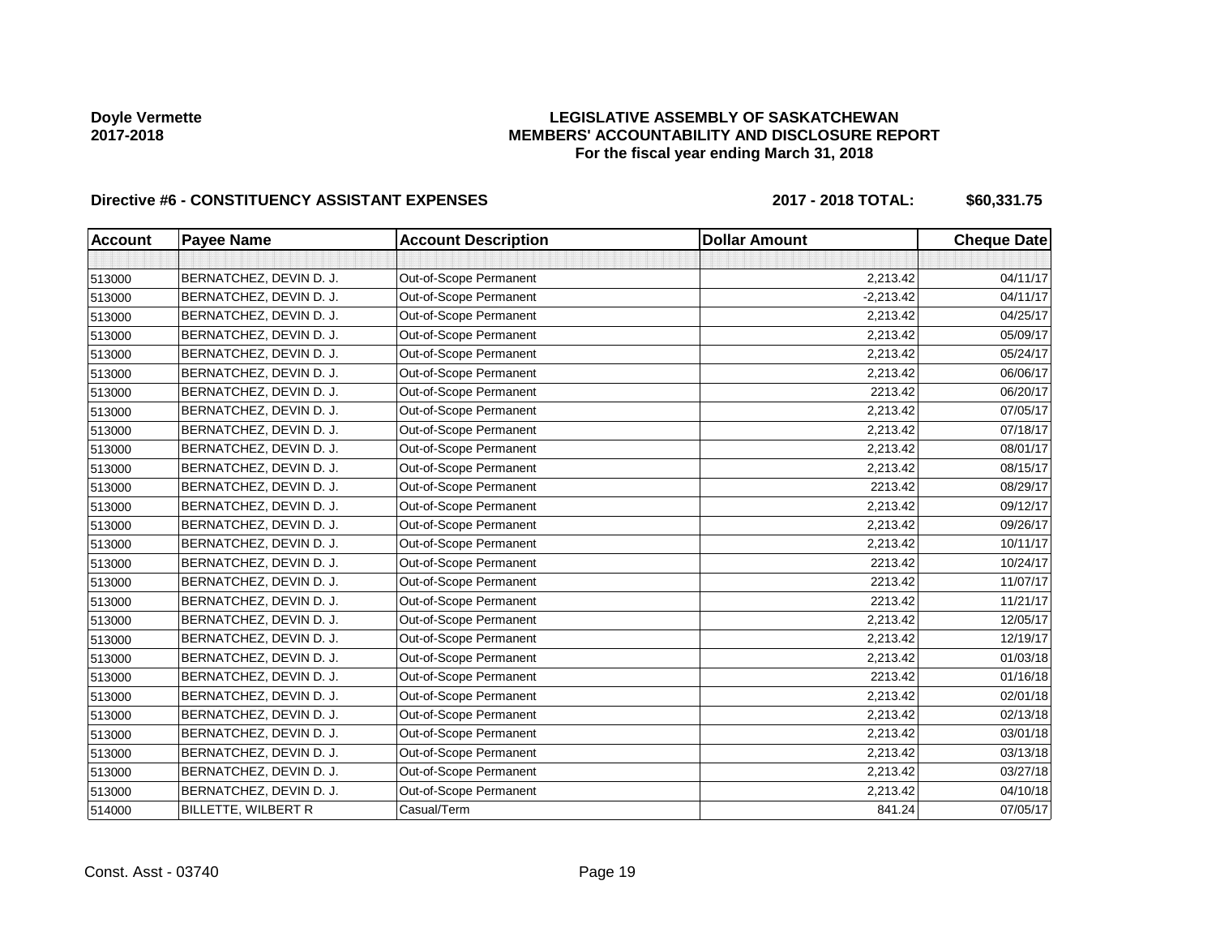**Doyle Vermette**
**2017-2018**

# LEGISLATIVE ASSEMBLY OF SASKATCHEWAN
## MEMBERS' ACCOUNTABILITY AND DISCLOSURE REPORT
### For the fiscal year ending March 31, 2018

**Directive #6 - CONSTITUENCY ASSISTANT EXPENSES** **2017 - 2018 TOTAL: $60,331.75**

| Account | Payee Name | Account Description | Dollar Amount | Cheque Date |
|---|---|---|---|---|
| | | | | |
| 513000 | BERNATCHEZ, DEVIN D. J. | Out-of-Scope Permanent | 2,213.42 | 04/11/17 |
| 513000 | BERNATCHEZ, DEVIN D. J. | Out-of-Scope Permanent | -2,213.42 | 04/11/17 |
| 513000 | BERNATCHEZ, DEVIN D. J. | Out-of-Scope Permanent | 2,213.42 | 04/25/17 |
| 513000 | BERNATCHEZ, DEVIN D. J. | Out-of-Scope Permanent | 2,213.42 | 05/09/17 |
| 513000 | BERNATCHEZ, DEVIN D. J. | Out-of-Scope Permanent | 2,213.42 | 05/24/17 |
| 513000 | BERNATCHEZ, DEVIN D. J. | Out-of-Scope Permanent | 2,213.42 | 06/06/17 |
| 513000 | BERNATCHEZ, DEVIN D. J. | Out-of-Scope Permanent | 2213.42 | 06/20/17 |
| 513000 | BERNATCHEZ, DEVIN D. J. | Out-of-Scope Permanent | 2,213.42 | 07/05/17 |
| 513000 | BERNATCHEZ, DEVIN D. J. | Out-of-Scope Permanent | 2,213.42 | 07/18/17 |
| 513000 | BERNATCHEZ, DEVIN D. J. | Out-of-Scope Permanent | 2,213.42 | 08/01/17 |
| 513000 | BERNATCHEZ, DEVIN D. J. | Out-of-Scope Permanent | 2,213.42 | 08/15/17 |
| 513000 | BERNATCHEZ, DEVIN D. J. | Out-of-Scope Permanent | 2213.42 | 08/29/17 |
| 513000 | BERNATCHEZ, DEVIN D. J. | Out-of-Scope Permanent | 2,213.42 | 09/12/17 |
| 513000 | BERNATCHEZ, DEVIN D. J. | Out-of-Scope Permanent | 2,213.42 | 09/26/17 |
| 513000 | BERNATCHEZ, DEVIN D. J. | Out-of-Scope Permanent | 2,213.42 | 10/11/17 |
| 513000 | BERNATCHEZ, DEVIN D. J. | Out-of-Scope Permanent | 2213.42 | 10/24/17 |
| 513000 | BERNATCHEZ, DEVIN D. J. | Out-of-Scope Permanent | 2213.42 | 11/07/17 |
| 513000 | BERNATCHEZ, DEVIN D. J. | Out-of-Scope Permanent | 2213.42 | 11/21/17 |
| 513000 | BERNATCHEZ, DEVIN D. J. | Out-of-Scope Permanent | 2,213.42 | 12/05/17 |
| 513000 | BERNATCHEZ, DEVIN D. J. | Out-of-Scope Permanent | 2,213.42 | 12/19/17 |
| 513000 | BERNATCHEZ, DEVIN D. J. | Out-of-Scope Permanent | 2,213.42 | 01/03/18 |
| 513000 | BERNATCHEZ, DEVIN D. J. | Out-of-Scope Permanent | 2213.42 | 01/16/18 |
| 513000 | BERNATCHEZ, DEVIN D. J. | Out-of-Scope Permanent | 2,213.42 | 02/01/18 |
| 513000 | BERNATCHEZ, DEVIN D. J. | Out-of-Scope Permanent | 2,213.42 | 02/13/18 |
| 513000 | BERNATCHEZ, DEVIN D. J. | Out-of-Scope Permanent | 2,213.42 | 03/01/18 |
| 513000 | BERNATCHEZ, DEVIN D. J. | Out-of-Scope Permanent | 2,213.42 | 03/13/18 |
| 513000 | BERNATCHEZ, DEVIN D. J. | Out-of-Scope Permanent | 2,213.42 | 03/27/18 |
| 513000 | BERNATCHEZ, DEVIN D. J. | Out-of-Scope Permanent | 2,213.42 | 04/10/18 |
| 514000 | BILLETTE, WILBERT R | Casual/Term | 841.24 | 07/05/17 |

Const. Asst - 03740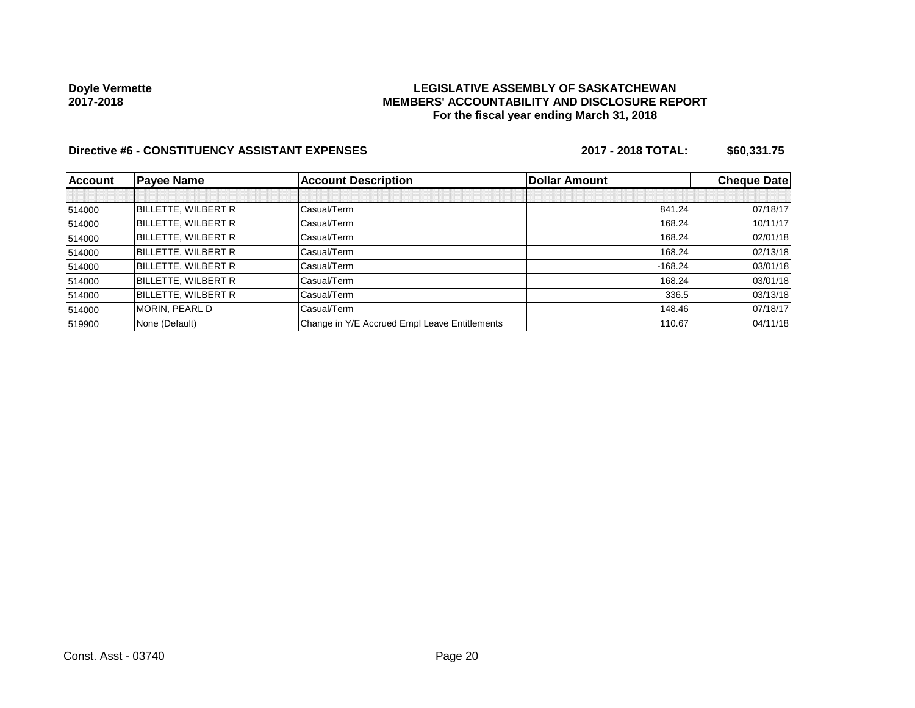**Doyle Vermette**
**2017-2018**

# LEGISLATIVE ASSEMBLY OF SASKATCHEWAN
## MEMBERS' ACCOUNTABILITY AND DISCLOSURE REPORT
### For the fiscal year ending March 31, 2018

**Directive #6 - CONSTITUENCY ASSISTANT EXPENSES** **2017 - 2018 TOTAL: $60,331.75**

| Account | Payee Name | Account Description | Dollar Amount | Cheque Date |
|---|---|---|---|---|
| | | | | |
| 514000 | BILLETTE, WILBERT R | Casual/Term | 841.24 | 07/18/17 |
| 514000 | BILLETTE, WILBERT R | Casual/Term | 168.24 | 10/11/17 |
| 514000 | BILLETTE, WILBERT R | Casual/Term | 168.24 | 02/01/18 |
| 514000 | BILLETTE, WILBERT R | Casual/Term | 168.24 | 02/13/18 |
| 514000 | BILLETTE, WILBERT R | Casual/Term | -168.24 | 03/01/18 |
| 514000 | BILLETTE, WILBERT R | Casual/Term | 168.24 | 03/01/18 |
| 514000 | BILLETTE, WILBERT R | Casual/Term | 336.5 | 03/13/18 |
| 514000 | MORIN, PEARL D | Casual/Term | 148.46 | 07/18/17 |
| 519900 | None (Default) | Change in Y/E Accrued Empl Leave Entitlements | 110.67 | 04/11/18 |

Const. Asst - 03740